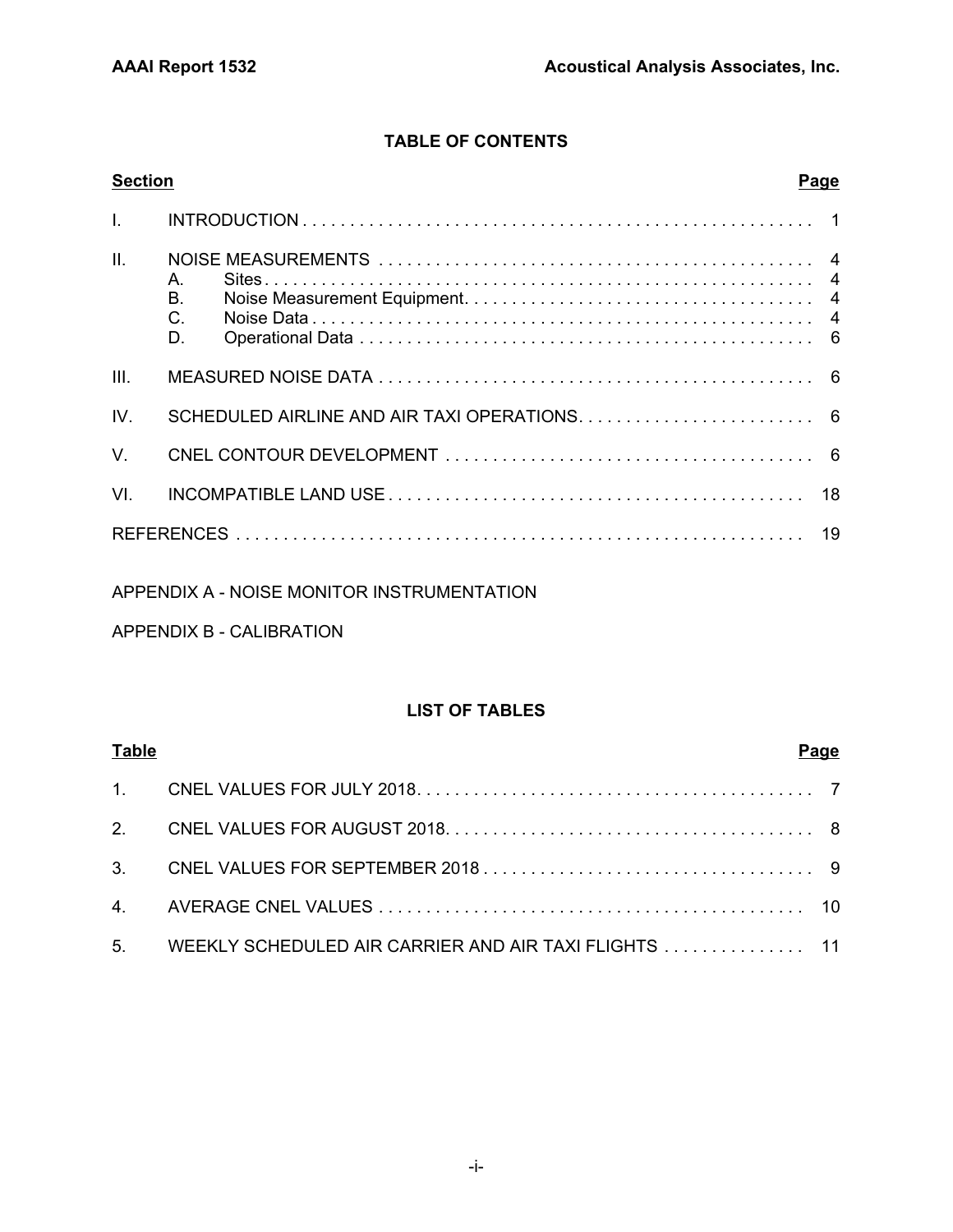## TABLE OF CONTENTS

| Section | | Page |
|---|---|---|
| I. | INTRODUCTION | 1 |
| II. | NOISE MEASUREMENTS | 4 |
| | A. Sites | 4 |
| | B. Noise Measurement Equipment | 4 |
| | C. Noise Data | 4 |
| | D. Operational Data | 6 |
| III. | MEASURED NOISE DATA | 6 |
| IV. | SCHEDULED AIRLINE AND AIR TAXI OPERATIONS | 6 |
| V. | CNEL CONTOUR DEVELOPMENT | 6 |
| VI. | INCOMPATIBLE LAND USE | 18 |
| REFERENCES | | 19 |

APPENDIX A - NOISE MONITOR INSTRUMENTATION

APPENDIX B - CALIBRATION

## LIST OF TABLES

| Table | | Page |
|---|---|---|
| 1. | CNEL VALUES FOR JULY 2018 | 7 |
| 2. | CNEL VALUES FOR AUGUST 2018 | 8 |
| 3. | CNEL VALUES FOR SEPTEMBER 2018 | 9 |
| 4. | AVERAGE CNEL VALUES | 10 |
| 5. | WEEKLY SCHEDULED AIR CARRIER AND AIR TAXI FLIGHTS | 11 |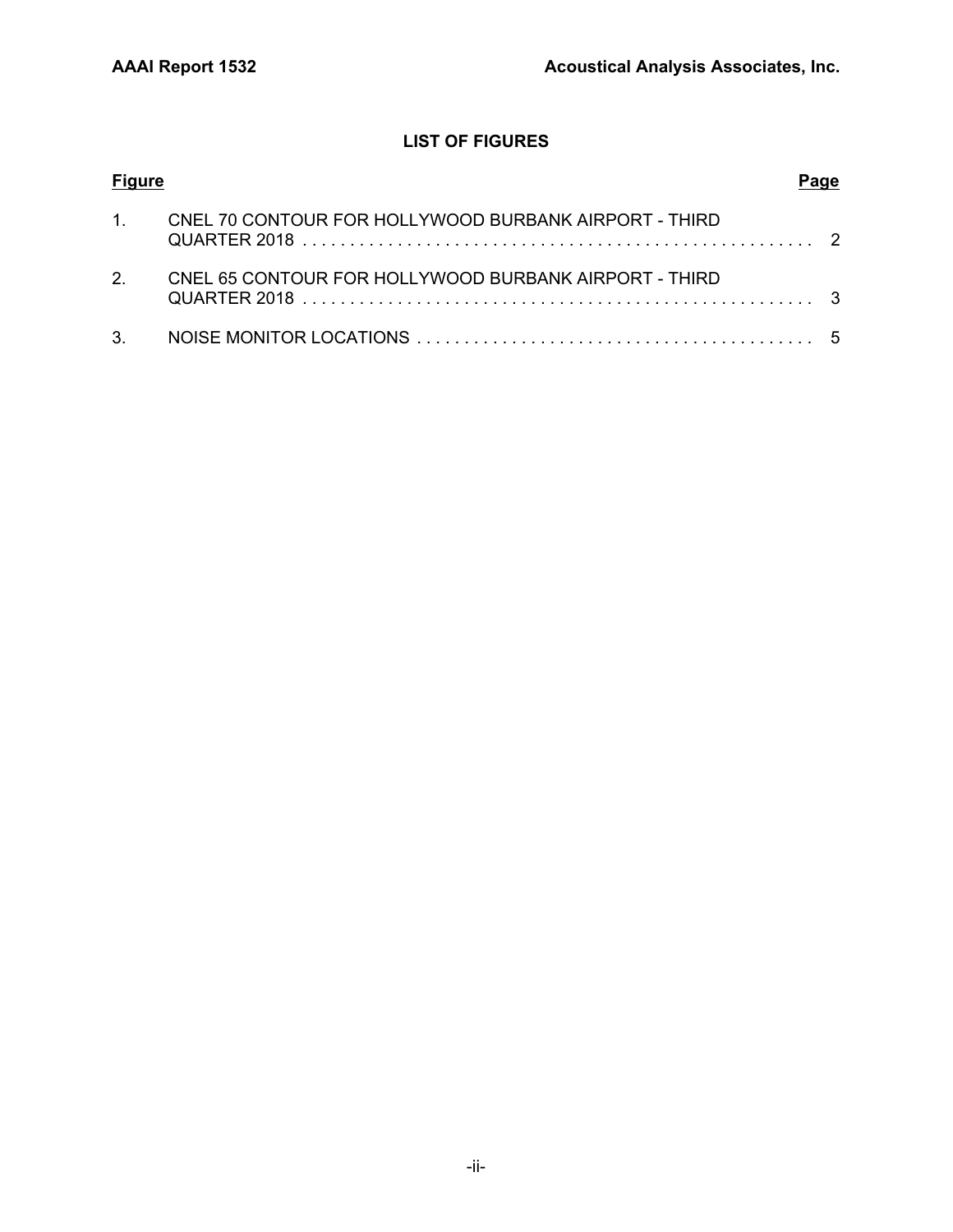## LIST OF FIGURES

| Figure | | Page |
|---|---|---|
| 1. | CNEL 70 CONTOUR FOR HOLLYWOOD BURBANK AIRPORT - THIRD QUARTER 2018 | 2 |
| 2. | CNEL 65 CONTOUR FOR HOLLYWOOD BURBANK AIRPORT - THIRD QUARTER 2018 | 3 |
| 3. | NOISE MONITOR LOCATIONS | 5 |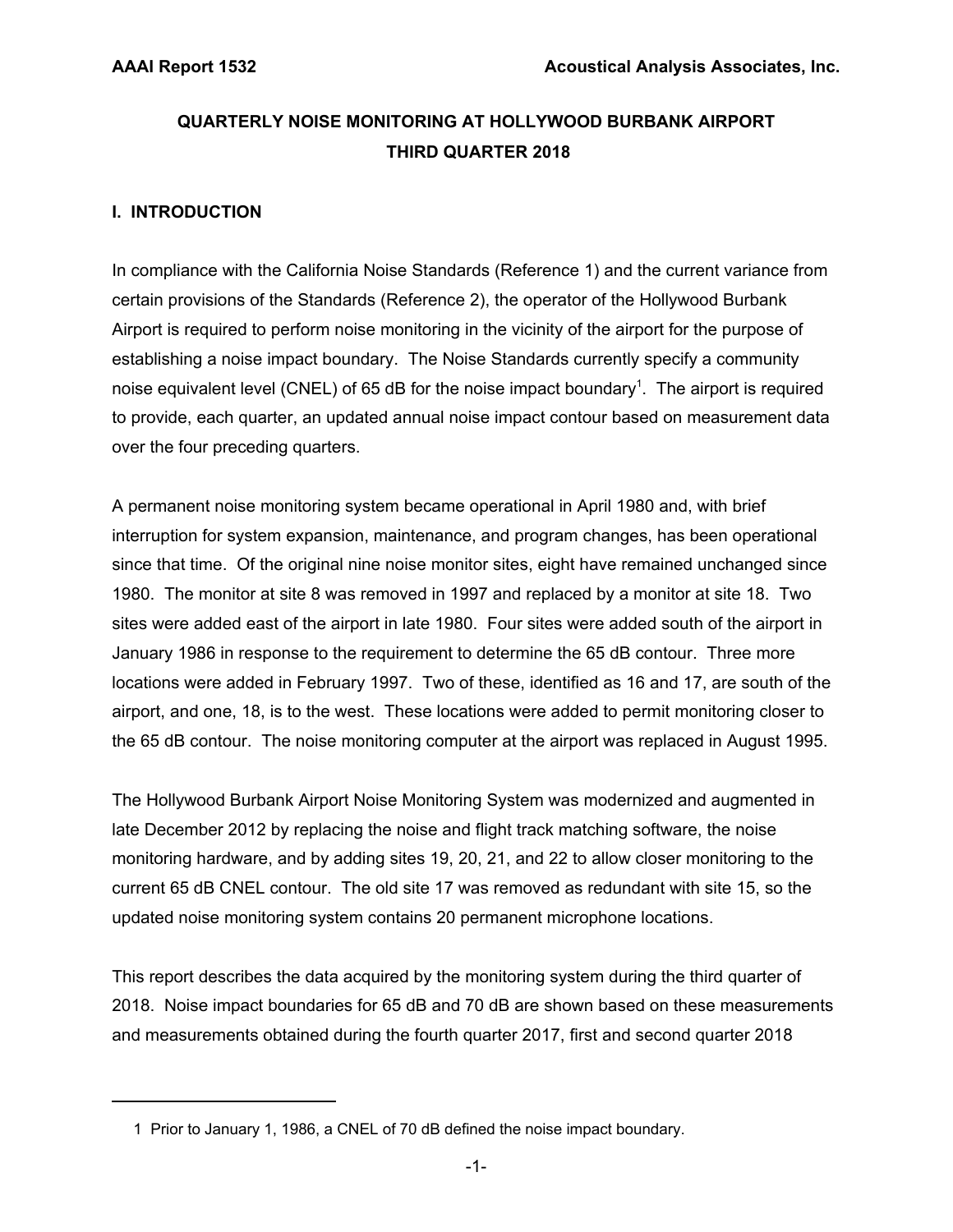# QUARTERLY NOISE MONITORING AT HOLLYWOOD BURBANK AIRPORT
# THIRD QUARTER 2018

## I. INTRODUCTION

In compliance with the California Noise Standards (Reference 1) and the current variance from certain provisions of the Standards (Reference 2), the operator of the Hollywood Burbank Airport is required to perform noise monitoring in the vicinity of the airport for the purpose of establishing a noise impact boundary. The Noise Standards currently specify a community noise equivalent level (CNEL) of 65 dB for the noise impact boundary[1]. The airport is required to provide, each quarter, an updated annual noise impact contour based on measurement data over the four preceding quarters.

A permanent noise monitoring system became operational in April 1980 and, with brief interruption for system expansion, maintenance, and program changes, has been operational since that time. Of the original nine noise monitor sites, eight have remained unchanged since 1980. The monitor at site 8 was removed in 1997 and replaced by a monitor at site 18. Two sites were added east of the airport in late 1980. Four sites were added south of the airport in January 1986 in response to the requirement to determine the 65 dB contour. Three more locations were added in February 1997. Two of these, identified as 16 and 17, are south of the airport, and one, 18, is to the west. These locations were added to permit monitoring closer to the 65 dB contour. The noise monitoring computer at the airport was replaced in August 1995.

The Hollywood Burbank Airport Noise Monitoring System was modernized and augmented in late December 2012 by replacing the noise and flight track matching software, the noise monitoring hardware, and by adding sites 19, 20, 21, and 22 to allow closer monitoring to the current 65 dB CNEL contour. The old site 17 was removed as redundant with site 15, so the updated noise monitoring system contains 20 permanent microphone locations.

This report describes the data acquired by the monitoring system during the third quarter of 2018. Noise impact boundaries for 65 dB and 70 dB are shown based on these measurements and measurements obtained during the fourth quarter 2017, first and second quarter 2018

---

1 Prior to January 1, 1986, a CNEL of 70 dB defined the noise impact boundary.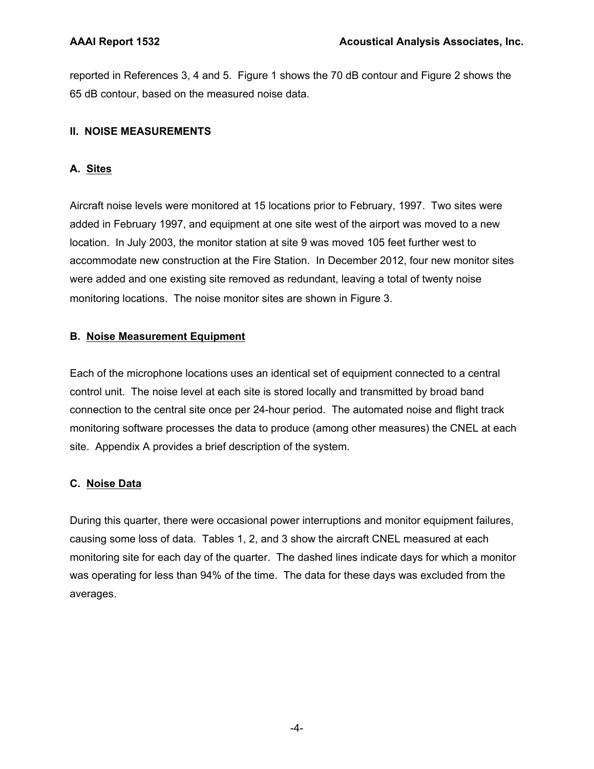reported in References 3, 4 and 5. Figure 1 shows the 70 dB contour and Figure 2 shows the 65 dB contour, based on the measured noise data.

## II. NOISE MEASUREMENTS

### A. Sites

Aircraft noise levels were monitored at 15 locations prior to February, 1997. Two sites were added in February 1997, and equipment at one site west of the airport was moved to a new location. In July 2003, the monitor station at site 9 was moved 105 feet further west to accommodate new construction at the Fire Station. In December 2012, four new monitor sites were added and one existing site removed as redundant, leaving a total of twenty noise monitoring locations. The noise monitor sites are shown in Figure 3.

### B. Noise Measurement Equipment

Each of the microphone locations uses an identical set of equipment connected to a central control unit. The noise level at each site is stored locally and transmitted by broad band connection to the central site once per 24-hour period. The automated noise and flight track monitoring software processes the data to produce (among other measures) the CNEL at each site. Appendix A provides a brief description of the system.

### C. Noise Data

During this quarter, there were occasional power interruptions and monitor equipment failures, causing some loss of data. Tables 1, 2, and 3 show the aircraft CNEL measured at each monitoring site for each day of the quarter. The dashed lines indicate days for which a monitor was operating for less than 94% of the time. The data for these days was excluded from the averages.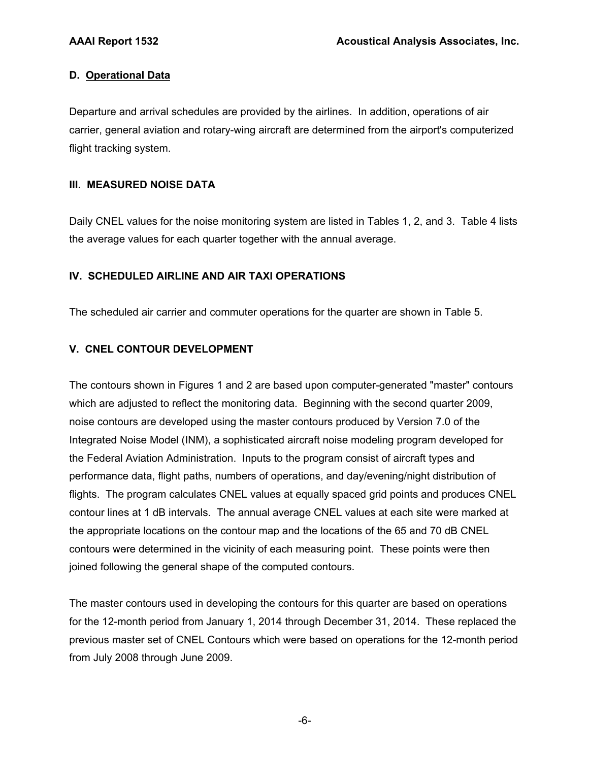### D. Operational Data

Departure and arrival schedules are provided by the airlines. In addition, operations of air carrier, general aviation and rotary-wing aircraft are determined from the airport's computerized flight tracking system.

## III. MEASURED NOISE DATA

Daily CNEL values for the noise monitoring system are listed in Tables 1, 2, and 3. Table 4 lists the average values for each quarter together with the annual average.

## IV. SCHEDULED AIRLINE AND AIR TAXI OPERATIONS

The scheduled air carrier and commuter operations for the quarter are shown in Table 5.

## V. CNEL CONTOUR DEVELOPMENT

The contours shown in Figures 1 and 2 are based upon computer-generated "master" contours which are adjusted to reflect the monitoring data. Beginning with the second quarter 2009, noise contours are developed using the master contours produced by Version 7.0 of the Integrated Noise Model (INM), a sophisticated aircraft noise modeling program developed for the Federal Aviation Administration. Inputs to the program consist of aircraft types and performance data, flight paths, numbers of operations, and day/evening/night distribution of flights. The program calculates CNEL values at equally spaced grid points and produces CNEL contour lines at 1 dB intervals. The annual average CNEL values at each site were marked at the appropriate locations on the contour map and the locations of the 65 and 70 dB CNEL contours were determined in the vicinity of each measuring point. These points were then joined following the general shape of the computed contours.

The master contours used in developing the contours for this quarter are based on operations for the 12-month period from January 1, 2014 through December 31, 2014. These replaced the previous master set of CNEL Contours which were based on operations for the 12-month period from July 2008 through June 2009.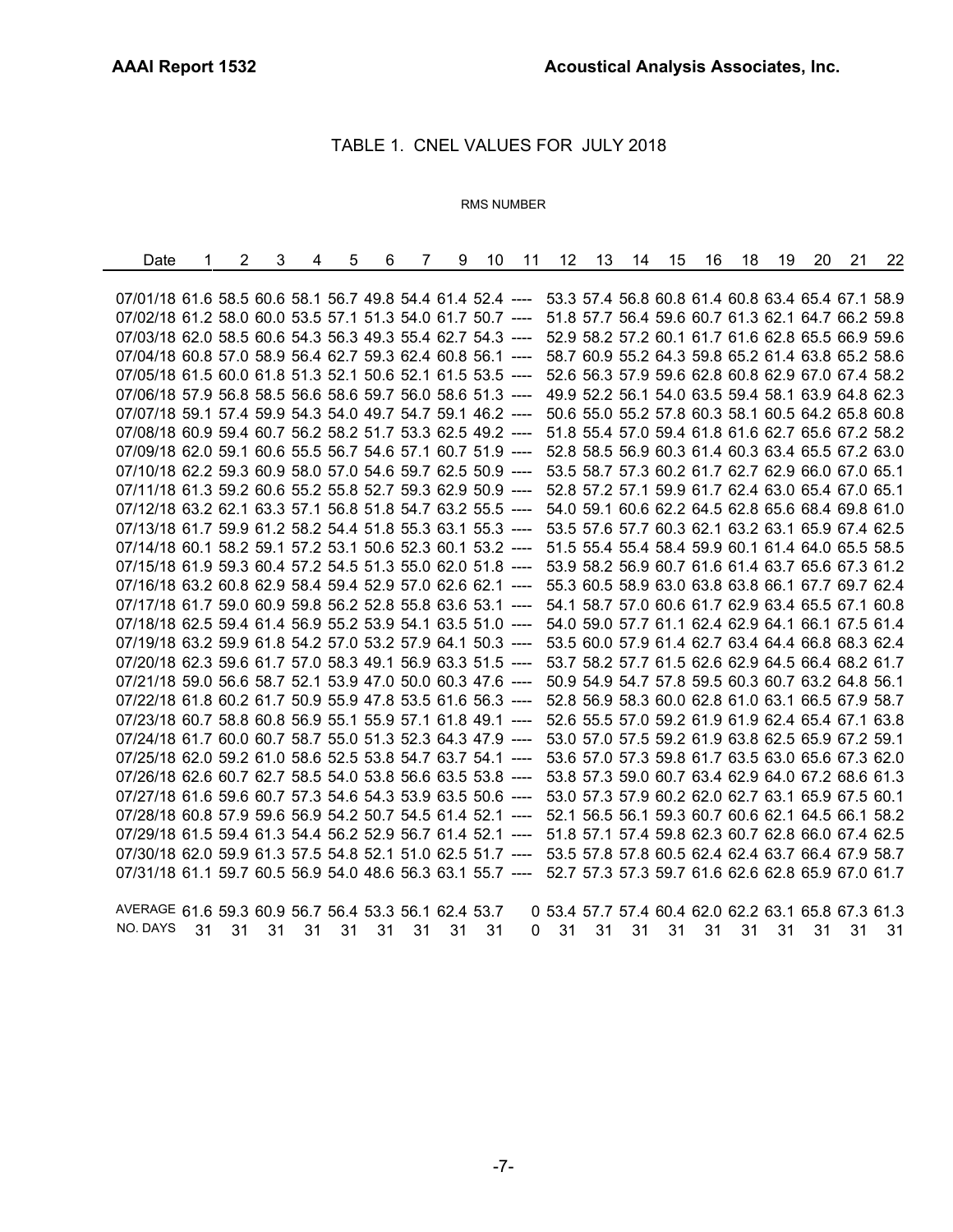## TABLE 1. CNEL VALUES FOR JULY 2018

RMS NUMBER

| Date | 1 | 2 | 3 | 4 | 5 | 6 | 7 | 9 | 10 | 11 | 12 | 13 | 14 | 15 | 16 | 18 | 19 | 20 | 21 | 22 |
|---|---|---|---|---|---|---|---|---|---|---|---|---|---|---|---|---|---|---|---|---|
| 07/01/18 | 61.6 | 58.5 | 60.6 | 58.1 | 56.7 | 49.8 | 54.4 | 61.4 | 52.4 | ---- | 53.3 | 57.4 | 56.8 | 60.8 | 61.4 | 60.8 | 63.4 | 65.4 | 67.1 | 58.9 |
| 07/02/18 | 61.2 | 58.0 | 60.0 | 53.5 | 57.1 | 51.3 | 54.0 | 61.7 | 50.7 | ---- | 51.8 | 57.7 | 56.4 | 59.6 | 60.7 | 61.3 | 62.1 | 64.7 | 66.2 | 59.8 |
| 07/03/18 | 62.0 | 58.5 | 60.6 | 54.3 | 56.3 | 49.3 | 55.4 | 62.7 | 54.3 | ---- | 52.9 | 58.2 | 57.2 | 60.1 | 61.7 | 61.6 | 62.8 | 65.5 | 66.9 | 59.6 |
| 07/04/18 | 60.8 | 57.0 | 58.9 | 56.4 | 62.7 | 59.3 | 62.4 | 60.8 | 56.1 | ---- | 58.7 | 60.9 | 55.2 | 64.3 | 59.8 | 65.2 | 61.4 | 63.8 | 65.2 | 58.6 |
| 07/05/18 | 61.5 | 60.0 | 61.8 | 51.3 | 52.1 | 50.6 | 52.1 | 61.5 | 53.5 | ---- | 52.6 | 56.3 | 57.9 | 59.6 | 62.8 | 60.8 | 62.9 | 67.0 | 67.4 | 58.2 |
| 07/06/18 | 57.9 | 56.8 | 58.5 | 56.6 | 58.6 | 59.7 | 56.0 | 58.6 | 51.3 | ---- | 49.9 | 52.2 | 56.1 | 54.0 | 63.5 | 59.4 | 58.1 | 63.9 | 64.8 | 62.3 |
| 07/07/18 | 59.1 | 57.4 | 59.9 | 54.3 | 54.0 | 49.7 | 54.7 | 59.1 | 46.2 | ---- | 50.6 | 55.0 | 55.2 | 57.8 | 60.3 | 58.1 | 60.5 | 64.2 | 65.8 | 60.8 |
| 07/08/18 | 60.9 | 59.4 | 60.7 | 56.2 | 58.2 | 51.7 | 53.3 | 62.5 | 49.2 | ---- | 51.8 | 55.4 | 57.0 | 59.4 | 61.8 | 61.6 | 62.7 | 65.6 | 67.2 | 58.2 |
| 07/09/18 | 62.0 | 59.1 | 60.6 | 55.5 | 56.7 | 54.6 | 57.1 | 60.7 | 51.9 | ---- | 52.8 | 58.5 | 56.9 | 60.3 | 61.4 | 60.3 | 63.4 | 65.5 | 67.2 | 63.0 |
| 07/10/18 | 62.2 | 59.3 | 60.9 | 58.0 | 57.0 | 54.6 | 59.7 | 62.5 | 50.9 | ---- | 53.5 | 58.7 | 57.3 | 60.2 | 61.7 | 62.7 | 62.9 | 66.0 | 67.0 | 65.1 |
| 07/11/18 | 61.3 | 59.2 | 60.6 | 55.2 | 55.8 | 52.7 | 59.3 | 62.9 | 50.9 | ---- | 52.8 | 57.2 | 57.1 | 59.9 | 61.7 | 62.4 | 63.0 | 65.4 | 67.0 | 65.1 |
| 07/12/18 | 63.2 | 62.1 | 63.3 | 57.1 | 56.8 | 51.8 | 54.7 | 63.2 | 55.5 | ---- | 54.0 | 59.1 | 60.6 | 62.2 | 64.5 | 62.8 | 65.6 | 68.4 | 69.8 | 61.0 |
| 07/13/18 | 61.7 | 59.9 | 61.2 | 58.2 | 54.4 | 51.8 | 55.3 | 63.1 | 55.3 | ---- | 53.5 | 57.6 | 57.7 | 60.3 | 62.1 | 63.2 | 63.1 | 65.9 | 67.4 | 62.5 |
| 07/14/18 | 60.1 | 58.2 | 59.1 | 57.2 | 53.1 | 50.6 | 52.3 | 60.1 | 53.2 | ---- | 51.5 | 55.4 | 55.4 | 58.4 | 59.9 | 60.1 | 61.4 | 64.0 | 65.5 | 58.5 |
| 07/15/18 | 61.9 | 59.3 | 60.4 | 57.2 | 54.5 | 51.3 | 55.0 | 62.0 | 51.8 | ---- | 53.9 | 58.2 | 56.9 | 60.7 | 61.6 | 61.4 | 63.7 | 65.6 | 67.3 | 61.2 |
| 07/16/18 | 63.2 | 60.8 | 62.9 | 58.4 | 59.4 | 52.9 | 57.0 | 62.6 | 62.1 | ---- | 55.3 | 60.5 | 58.9 | 63.0 | 63.8 | 63.8 | 66.1 | 67.7 | 69.7 | 62.4 |
| 07/17/18 | 61.7 | 59.0 | 60.9 | 59.8 | 56.2 | 52.8 | 55.8 | 63.6 | 53.1 | ---- | 54.1 | 58.7 | 57.0 | 60.6 | 61.7 | 62.9 | 63.4 | 65.5 | 67.1 | 60.8 |
| 07/18/18 | 62.5 | 59.4 | 61.4 | 56.9 | 55.2 | 53.9 | 54.1 | 63.5 | 51.0 | ---- | 54.0 | 59.0 | 57.7 | 61.1 | 62.4 | 62.9 | 64.1 | 66.1 | 67.5 | 61.4 |
| 07/19/18 | 63.2 | 59.9 | 61.8 | 54.2 | 57.0 | 53.2 | 57.9 | 64.1 | 50.3 | ---- | 53.5 | 60.0 | 57.9 | 61.4 | 62.7 | 63.4 | 64.4 | 66.8 | 68.3 | 62.4 |
| 07/20/18 | 62.3 | 59.6 | 61.7 | 57.0 | 58.3 | 49.1 | 56.9 | 63.3 | 51.5 | ---- | 53.7 | 58.2 | 57.7 | 61.5 | 62.6 | 62.9 | 64.5 | 66.4 | 68.2 | 61.7 |
| 07/21/18 | 59.0 | 56.6 | 58.7 | 52.1 | 53.9 | 47.0 | 50.0 | 60.3 | 47.6 | ---- | 50.9 | 54.9 | 54.7 | 57.8 | 59.5 | 60.3 | 60.7 | 63.2 | 64.8 | 56.1 |
| 07/22/18 | 61.8 | 60.2 | 61.7 | 50.9 | 55.9 | 47.8 | 53.5 | 61.6 | 56.3 | ---- | 52.8 | 56.9 | 58.3 | 60.0 | 62.8 | 61.0 | 63.1 | 66.5 | 67.9 | 58.7 |
| 07/23/18 | 60.7 | 58.8 | 60.8 | 56.9 | 55.1 | 55.9 | 57.1 | 61.8 | 49.1 | ---- | 52.6 | 55.5 | 57.0 | 59.2 | 61.9 | 61.9 | 62.4 | 65.4 | 67.1 | 63.8 |
| 07/24/18 | 61.7 | 60.0 | 60.7 | 58.7 | 55.0 | 51.3 | 52.3 | 64.3 | 47.9 | ---- | 53.0 | 57.0 | 57.5 | 59.2 | 61.9 | 63.8 | 62.5 | 65.9 | 67.2 | 59.1 |
| 07/25/18 | 62.0 | 59.2 | 61.0 | 58.6 | 52.5 | 53.8 | 54.7 | 63.7 | 54.1 | ---- | 53.6 | 57.0 | 57.3 | 59.8 | 61.7 | 63.5 | 63.0 | 65.6 | 67.3 | 62.0 |
| 07/26/18 | 62.6 | 60.7 | 62.7 | 58.5 | 54.0 | 53.8 | 56.6 | 63.5 | 53.8 | ---- | 53.8 | 57.3 | 59.0 | 60.7 | 63.4 | 62.9 | 64.0 | 67.2 | 68.6 | 61.3 |
| 07/27/18 | 61.6 | 59.6 | 60.7 | 57.3 | 54.6 | 54.3 | 53.9 | 63.5 | 50.6 | ---- | 53.0 | 57.3 | 57.9 | 60.2 | 62.0 | 62.7 | 63.1 | 65.9 | 67.5 | 60.1 |
| 07/28/18 | 60.8 | 57.9 | 59.6 | 56.9 | 54.2 | 50.7 | 54.5 | 61.4 | 52.1 | ---- | 52.1 | 56.5 | 56.1 | 59.3 | 60.7 | 60.6 | 62.1 | 64.5 | 66.1 | 58.2 |
| 07/29/18 | 61.5 | 59.4 | 61.3 | 54.4 | 56.2 | 52.9 | 56.7 | 61.4 | 52.1 | ---- | 51.8 | 57.1 | 57.4 | 59.8 | 62.3 | 60.7 | 62.8 | 66.0 | 67.4 | 62.5 |
| 07/30/18 | 62.0 | 59.9 | 61.3 | 57.5 | 54.8 | 52.1 | 51.0 | 62.5 | 51.7 | ---- | 53.5 | 57.8 | 57.8 | 60.5 | 62.4 | 62.4 | 63.7 | 66.4 | 67.9 | 58.7 |
| 07/31/18 | 61.1 | 59.7 | 60.5 | 56.9 | 54.0 | 48.6 | 56.3 | 63.1 | 55.7 | ---- | 52.7 | 57.3 | 57.3 | 59.7 | 61.6 | 62.6 | 62.8 | 65.9 | 67.0 | 61.7 |
| AVERAGE | 61.6 | 59.3 | 60.9 | 56.7 | 56.4 | 53.3 | 56.1 | 62.4 | 53.7 | 0 | 53.4 | 57.7 | 57.4 | 60.4 | 62.0 | 62.2 | 63.1 | 65.8 | 67.3 | 61.3 |
| NO. DAYS | 31 | 31 | 31 | 31 | 31 | 31 | 31 | 31 | 31 | 0 | 31 | 31 | 31 | 31 | 31 | 31 | 31 | 31 | 31 | 31 |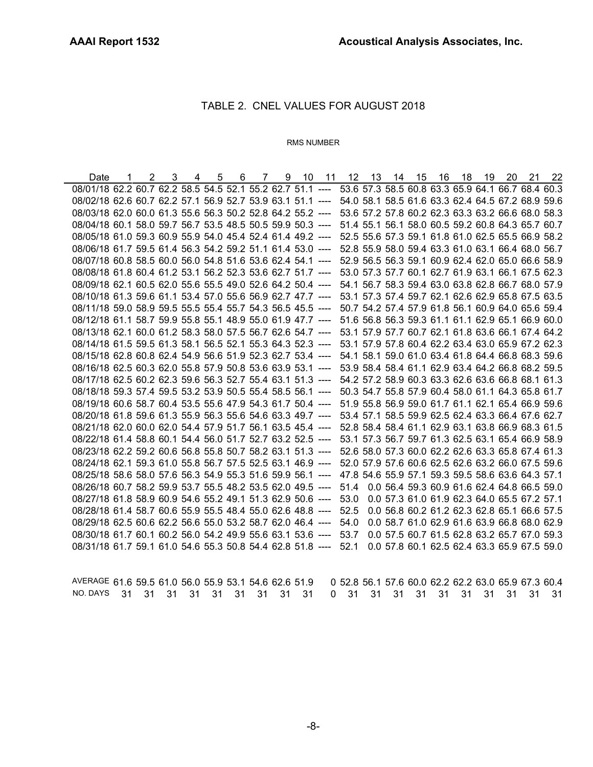## TABLE 2. CNEL VALUES FOR AUGUST 2018

RMS NUMBER

| Date | 1 | 2 | 3 | 4 | 5 | 6 | 7 | 9 | 10 | 11 | 12 | 13 | 14 | 15 | 16 | 18 | 19 | 20 | 21 | 22 |
|---|---|---|---|---|---|---|---|---|---|---|---|---|---|---|---|---|---|---|---|---|
| 08/01/18 | 62.2 | 60.7 | 62.2 | 58.5 | 54.5 | 52.1 | 55.2 | 62.7 | 51.1 | ---- | 53.6 | 57.3 | 58.5 | 60.8 | 63.3 | 65.9 | 64.1 | 66.7 | 68.4 | 60.3 |
| 08/02/18 | 62.6 | 60.7 | 62.2 | 57.1 | 56.9 | 52.7 | 53.9 | 63.1 | 51.1 | ---- | 54.0 | 58.1 | 58.5 | 61.6 | 63.3 | 62.4 | 64.5 | 67.2 | 68.9 | 59.6 |
| 08/03/18 | 62.0 | 60.0 | 61.3 | 55.6 | 56.3 | 50.2 | 52.8 | 64.2 | 55.2 | ---- | 53.6 | 57.2 | 57.8 | 60.2 | 62.3 | 63.3 | 63.2 | 66.6 | 68.0 | 58.3 |
| 08/04/18 | 60.1 | 58.0 | 59.7 | 56.7 | 53.5 | 48.5 | 50.5 | 59.9 | 50.3 | ---- | 51.4 | 55.1 | 56.1 | 58.0 | 60.5 | 59.2 | 60.8 | 64.3 | 65.7 | 60.7 |
| 08/05/18 | 61.0 | 59.3 | 60.9 | 55.9 | 54.0 | 45.4 | 52.4 | 61.4 | 49.2 | ---- | 52.5 | 55.6 | 57.3 | 59.1 | 61.8 | 61.0 | 62.5 | 65.5 | 66.9 | 58.2 |
| 08/06/18 | 61.7 | 59.5 | 61.4 | 56.3 | 54.2 | 59.2 | 51.1 | 61.4 | 53.0 | ---- | 52.8 | 55.9 | 58.0 | 59.4 | 63.3 | 61.0 | 63.1 | 66.4 | 68.0 | 56.7 |
| 08/07/18 | 60.8 | 58.5 | 60.0 | 56.0 | 54.8 | 51.6 | 53.6 | 62.4 | 54.1 | ---- | 52.9 | 56.5 | 56.3 | 59.1 | 60.9 | 62.4 | 62.0 | 65.0 | 66.6 | 58.9 |
| 08/08/18 | 61.8 | 60.4 | 61.2 | 53.1 | 56.2 | 52.3 | 53.6 | 62.7 | 51.7 | ---- | 53.0 | 57.3 | 57.7 | 60.1 | 62.7 | 61.9 | 63.1 | 66.1 | 67.5 | 62.3 |
| 08/09/18 | 62.1 | 60.5 | 62.0 | 55.6 | 55.5 | 49.0 | 52.6 | 64.2 | 50.4 | ---- | 54.1 | 56.7 | 58.3 | 59.4 | 63.0 | 63.8 | 62.8 | 66.7 | 68.0 | 57.9 |
| 08/10/18 | 61.3 | 59.6 | 61.1 | 53.4 | 57.0 | 55.6 | 56.9 | 62.7 | 47.7 | ---- | 53.1 | 57.3 | 57.4 | 59.7 | 62.1 | 62.6 | 62.9 | 65.8 | 67.5 | 63.5 |
| 08/11/18 | 59.0 | 58.9 | 59.5 | 55.5 | 55.4 | 55.7 | 54.3 | 56.5 | 45.5 | ---- | 50.7 | 54.2 | 57.4 | 57.9 | 61.8 | 56.1 | 60.9 | 64.0 | 65.6 | 59.4 |
| 08/12/18 | 61.1 | 58.7 | 59.9 | 55.8 | 55.1 | 48.9 | 55.0 | 61.9 | 47.7 | ---- | 51.6 | 56.8 | 56.3 | 59.3 | 61.1 | 61.1 | 62.9 | 65.1 | 66.9 | 60.0 |
| 08/13/18 | 62.1 | 60.0 | 61.2 | 58.3 | 58.0 | 57.5 | 56.7 | 62.6 | 54.7 | ---- | 53.1 | 57.9 | 57.7 | 60.7 | 62.1 | 61.8 | 63.6 | 66.1 | 67.4 | 64.2 |
| 08/14/18 | 61.5 | 59.5 | 61.3 | 58.1 | 56.5 | 52.1 | 55.3 | 64.3 | 52.3 | ---- | 53.1 | 57.9 | 57.8 | 60.4 | 62.2 | 63.4 | 63.0 | 65.9 | 67.2 | 62.3 |
| 08/15/18 | 62.8 | 60.8 | 62.4 | 54.9 | 56.6 | 51.9 | 52.3 | 62.7 | 53.4 | ---- | 54.1 | 58.1 | 59.0 | 61.0 | 63.4 | 61.8 | 64.4 | 66.8 | 68.3 | 59.6 |
| 08/16/18 | 62.5 | 60.3 | 62.0 | 55.8 | 57.9 | 50.8 | 53.6 | 63.9 | 53.1 | ---- | 53.9 | 58.4 | 58.4 | 61.1 | 62.9 | 63.4 | 64.2 | 66.8 | 68.2 | 59.5 |
| 08/17/18 | 62.5 | 60.2 | 62.3 | 59.6 | 56.3 | 52.7 | 55.4 | 63.1 | 51.3 | ---- | 54.2 | 57.2 | 58.9 | 60.3 | 63.3 | 62.6 | 63.6 | 66.8 | 68.1 | 61.3 |
| 08/18/18 | 59.3 | 57.4 | 59.5 | 53.2 | 53.9 | 50.5 | 55.4 | 58.5 | 56.1 | ---- | 50.3 | 54.7 | 55.8 | 57.9 | 60.4 | 58.0 | 61.1 | 64.3 | 65.8 | 61.7 |
| 08/19/18 | 60.6 | 58.7 | 60.4 | 53.5 | 55.6 | 47.9 | 54.3 | 61.7 | 50.4 | ---- | 51.9 | 55.8 | 56.9 | 59.0 | 61.7 | 61.1 | 62.1 | 65.4 | 66.9 | 59.6 |
| 08/20/18 | 61.8 | 59.6 | 61.3 | 55.9 | 56.3 | 55.6 | 54.6 | 63.3 | 49.7 | ---- | 53.4 | 57.1 | 58.5 | 59.9 | 62.5 | 62.4 | 63.3 | 66.4 | 67.6 | 62.7 |
| 08/21/18 | 62.0 | 60.0 | 62.0 | 54.4 | 57.9 | 51.7 | 56.1 | 63.5 | 45.4 | ---- | 52.8 | 58.4 | 58.4 | 61.1 | 62.9 | 63.1 | 63.8 | 66.9 | 68.3 | 61.5 |
| 08/22/18 | 61.4 | 58.8 | 60.1 | 54.4 | 56.0 | 51.7 | 52.7 | 63.2 | 52.5 | ---- | 53.1 | 57.3 | 56.7 | 59.7 | 61.3 | 62.5 | 63.1 | 65.4 | 66.9 | 58.9 |
| 08/23/18 | 62.2 | 59.2 | 60.6 | 56.8 | 55.8 | 50.7 | 58.2 | 63.1 | 51.3 | ---- | 52.6 | 58.0 | 57.3 | 60.0 | 62.2 | 62.6 | 63.3 | 65.8 | 67.4 | 61.3 |
| 08/24/18 | 62.1 | 59.3 | 61.0 | 55.8 | 56.7 | 57.5 | 52.5 | 63.1 | 46.9 | ---- | 52.0 | 57.9 | 57.6 | 60.6 | 62.5 | 62.6 | 63.2 | 66.0 | 67.5 | 59.6 |
| 08/25/18 | 58.6 | 58.0 | 57.6 | 56.3 | 54.9 | 55.3 | 51.6 | 59.9 | 56.1 | ---- | 47.8 | 54.6 | 55.9 | 57.1 | 59.3 | 59.5 | 58.6 | 63.6 | 64.3 | 57.1 |
| 08/26/18 | 60.7 | 58.2 | 59.9 | 53.7 | 55.5 | 48.2 | 53.5 | 62.0 | 49.5 | ---- | 51.4 | 0.0 | 56.4 | 59.3 | 60.9 | 61.6 | 62.4 | 64.8 | 66.5 | 59.0 |
| 08/27/18 | 61.8 | 58.9 | 60.9 | 54.6 | 55.2 | 49.1 | 51.3 | 62.9 | 50.6 | ---- | 53.0 | 0.0 | 57.3 | 61.0 | 61.9 | 62.3 | 64.0 | 65.5 | 67.2 | 57.1 |
| 08/28/18 | 61.4 | 58.7 | 60.6 | 55.9 | 55.5 | 48.4 | 55.0 | 62.6 | 48.8 | ---- | 52.5 | 0.0 | 56.8 | 60.2 | 61.2 | 62.3 | 62.8 | 65.1 | 66.6 | 57.5 |
| 08/29/18 | 62.5 | 60.6 | 62.2 | 56.6 | 55.0 | 53.2 | 58.7 | 62.0 | 46.4 | ---- | 54.0 | 0.0 | 58.7 | 61.0 | 62.9 | 61.6 | 63.9 | 66.8 | 68.0 | 62.9 |
| 08/30/18 | 61.7 | 60.1 | 60.2 | 56.0 | 54.2 | 49.9 | 55.6 | 63.1 | 53.6 | ---- | 53.7 | 0.0 | 57.5 | 60.7 | 61.5 | 62.8 | 63.2 | 65.7 | 67.0 | 59.3 |
| 08/31/18 | 61.7 | 59.1 | 61.0 | 54.6 | 55.3 | 50.8 | 54.4 | 62.8 | 51.8 | ---- | 52.1 | 0.0 | 57.8 | 60.1 | 62.5 | 62.4 | 63.3 | 65.9 | 67.5 | 59.0 |
| AVERAGE | 61.6 | 59.5 | 61.0 | 56.0 | 55.9 | 53.1 | 54.6 | 62.6 | 51.9 | 0 | 52.8 | 56.1 | 57.6 | 60.0 | 62.2 | 62.2 | 63.0 | 65.9 | 67.3 | 60.4 |
| NO. DAYS | 31 | 31 | 31 | 31 | 31 | 31 | 31 | 31 | 31 | 0 | 31 | 31 | 31 | 31 | 31 | 31 | 31 | 31 | 31 | 31 |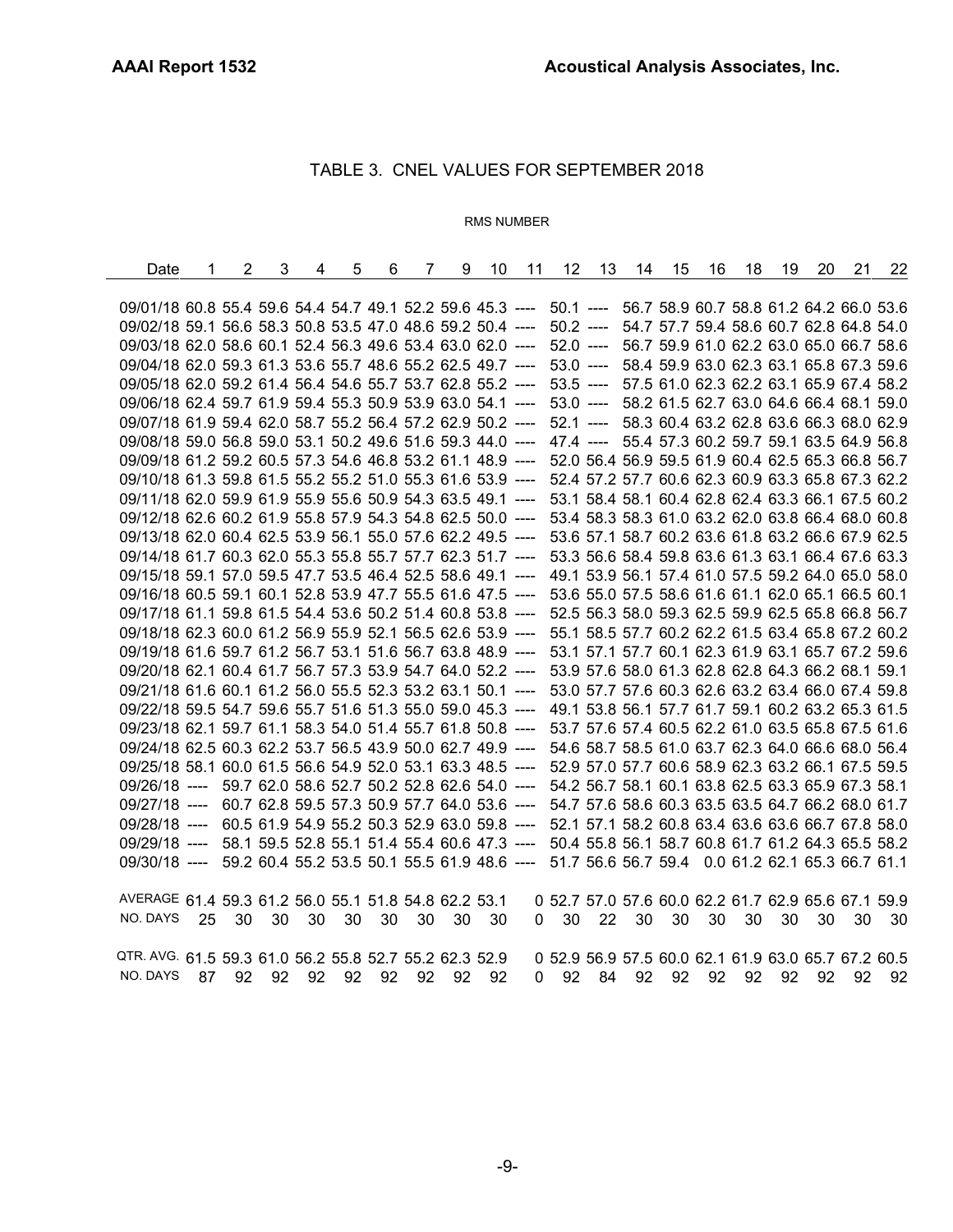## TABLE 3. CNEL VALUES FOR SEPTEMBER 2018

RMS NUMBER

| Date | 1 | 2 | 3 | 4 | 5 | 6 | 7 | 9 | 10 | 11 | 12 | 13 | 14 | 15 | 16 | 18 | 19 | 20 | 21 | 22 |
|---|---|---|---|---|---|---|---|---|---|---|---|---|---|---|---|---|---|---|---|---|
| 09/01/18 | 60.8 | 55.4 | 59.6 | 54.4 | 54.7 | 49.1 | 52.2 | 59.6 | 45.3 | ---- | 50.1 | ---- | 56.7 | 58.9 | 60.7 | 58.8 | 61.2 | 64.2 | 66.0 | 53.6 |
| 09/02/18 | 59.1 | 56.6 | 58.3 | 50.8 | 53.5 | 47.0 | 48.6 | 59.2 | 50.4 | ---- | 50.2 | ---- | 54.7 | 57.7 | 59.4 | 58.6 | 60.7 | 62.8 | 64.8 | 54.0 |
| 09/03/18 | 62.0 | 58.6 | 60.1 | 52.4 | 56.3 | 49.6 | 53.4 | 63.0 | 62.0 | ---- | 52.0 | ---- | 56.7 | 59.9 | 61.0 | 62.2 | 63.0 | 65.0 | 66.7 | 58.6 |
| 09/04/18 | 62.0 | 59.3 | 61.3 | 53.6 | 55.7 | 48.6 | 55.2 | 62.5 | 49.7 | ---- | 53.0 | ---- | 58.4 | 59.9 | 63.0 | 62.3 | 63.1 | 65.8 | 67.3 | 59.6 |
| 09/05/18 | 62.0 | 59.2 | 61.4 | 56.4 | 54.6 | 55.7 | 53.7 | 62.8 | 55.2 | ---- | 53.5 | ---- | 57.5 | 61.0 | 62.3 | 62.2 | 63.1 | 65.9 | 67.4 | 58.2 |
| 09/06/18 | 62.4 | 59.7 | 61.9 | 59.4 | 55.3 | 50.9 | 53.9 | 63.0 | 54.1 | ---- | 53.0 | ---- | 58.2 | 61.5 | 62.7 | 63.0 | 64.6 | 66.4 | 68.1 | 59.0 |
| 09/07/18 | 61.9 | 59.4 | 62.0 | 58.7 | 55.2 | 56.4 | 57.2 | 62.9 | 50.2 | ---- | 52.1 | ---- | 58.3 | 60.4 | 63.2 | 62.8 | 63.6 | 66.3 | 68.0 | 62.9 |
| 09/08/18 | 59.0 | 56.8 | 59.0 | 53.1 | 50.2 | 49.6 | 51.6 | 59.3 | 44.0 | ---- | 47.4 | ---- | 55.4 | 57.3 | 60.2 | 59.7 | 59.1 | 63.5 | 64.9 | 56.8 |
| 09/09/18 | 61.2 | 59.2 | 60.5 | 57.3 | 54.6 | 46.8 | 53.2 | 61.1 | 48.9 | ---- | 52.0 | 56.4 | 56.9 | 59.5 | 61.9 | 60.4 | 62.5 | 65.3 | 66.8 | 56.7 |
| 09/10/18 | 61.3 | 59.8 | 61.5 | 55.2 | 55.2 | 51.0 | 55.3 | 61.6 | 53.9 | ---- | 52.4 | 57.2 | 57.7 | 60.6 | 62.3 | 60.9 | 63.3 | 65.8 | 67.3 | 62.2 |
| 09/11/18 | 62.0 | 59.9 | 61.9 | 55.9 | 55.6 | 50.9 | 54.3 | 63.5 | 49.1 | ---- | 53.1 | 58.4 | 58.1 | 60.4 | 62.8 | 62.4 | 63.3 | 66.1 | 67.5 | 60.2 |
| 09/12/18 | 62.6 | 60.2 | 61.9 | 55.8 | 57.9 | 54.3 | 54.8 | 62.5 | 50.0 | ---- | 53.4 | 58.3 | 58.3 | 61.0 | 63.2 | 62.0 | 63.8 | 66.4 | 68.0 | 60.8 |
| 09/13/18 | 62.0 | 60.4 | 62.5 | 53.9 | 56.1 | 55.0 | 57.6 | 62.2 | 49.5 | ---- | 53.6 | 57.1 | 58.7 | 60.2 | 63.6 | 61.8 | 63.2 | 66.6 | 67.9 | 62.5 |
| 09/14/18 | 61.7 | 60.3 | 62.0 | 55.3 | 55.8 | 55.7 | 57.7 | 62.3 | 51.7 | ---- | 53.3 | 56.6 | 58.4 | 59.8 | 63.6 | 61.3 | 63.1 | 66.4 | 67.6 | 63.3 |
| 09/15/18 | 59.1 | 57.0 | 59.5 | 47.7 | 53.5 | 46.4 | 52.5 | 58.6 | 49.1 | ---- | 49.1 | 53.9 | 56.1 | 57.4 | 61.0 | 57.5 | 59.2 | 64.0 | 65.0 | 58.0 |
| 09/16/18 | 60.5 | 59.1 | 60.1 | 52.8 | 53.9 | 47.7 | 55.5 | 61.6 | 47.5 | ---- | 53.6 | 55.0 | 57.5 | 58.6 | 61.6 | 61.1 | 62.0 | 65.1 | 66.5 | 60.1 |
| 09/17/18 | 61.1 | 59.8 | 61.5 | 54.4 | 53.6 | 50.2 | 51.4 | 60.8 | 53.8 | ---- | 52.5 | 56.3 | 58.0 | 59.3 | 62.5 | 59.9 | 62.5 | 65.8 | 66.8 | 56.7 |
| 09/18/18 | 62.3 | 60.0 | 61.2 | 56.9 | 55.9 | 52.1 | 56.5 | 62.6 | 53.9 | ---- | 55.1 | 58.5 | 57.7 | 60.2 | 62.2 | 61.5 | 63.4 | 65.8 | 67.2 | 60.2 |
| 09/19/18 | 61.6 | 59.7 | 61.2 | 56.7 | 53.1 | 51.6 | 56.7 | 63.8 | 48.9 | ---- | 53.1 | 57.1 | 57.7 | 60.1 | 62.3 | 61.9 | 63.1 | 65.7 | 67.2 | 59.6 |
| 09/20/18 | 62.1 | 60.4 | 61.7 | 56.7 | 57.3 | 53.9 | 54.7 | 64.0 | 52.2 | ---- | 53.9 | 57.6 | 58.0 | 61.3 | 62.8 | 62.8 | 64.3 | 66.2 | 68.1 | 59.1 |
| 09/21/18 | 61.6 | 60.1 | 61.2 | 56.0 | 55.5 | 52.3 | 53.2 | 63.1 | 50.1 | ---- | 53.0 | 57.7 | 57.6 | 60.3 | 62.6 | 63.2 | 63.4 | 66.0 | 67.4 | 59.8 |
| 09/22/18 | 59.5 | 54.7 | 59.6 | 55.7 | 51.6 | 51.3 | 55.0 | 59.0 | 45.3 | ---- | 49.1 | 53.8 | 56.1 | 57.7 | 61.7 | 59.1 | 60.2 | 63.2 | 65.3 | 61.5 |
| 09/23/18 | 62.1 | 59.7 | 61.1 | 58.3 | 54.0 | 51.4 | 55.7 | 61.8 | 50.8 | ---- | 53.7 | 57.6 | 57.4 | 60.5 | 62.2 | 61.0 | 63.5 | 65.8 | 67.5 | 61.6 |
| 09/24/18 | 62.5 | 60.3 | 62.2 | 53.7 | 56.5 | 43.9 | 50.0 | 62.7 | 49.9 | ---- | 54.6 | 58.7 | 58.5 | 61.0 | 63.7 | 62.3 | 64.0 | 66.6 | 68.0 | 56.4 |
| 09/25/18 | 58.1 | 60.0 | 61.5 | 56.6 | 54.9 | 52.0 | 53.1 | 63.3 | 48.5 | ---- | 52.9 | 57.0 | 57.7 | 60.6 | 58.9 | 62.3 | 63.2 | 66.1 | 67.5 | 59.5 |
| 09/26/18 | ---- | 59.7 | 62.0 | 58.6 | 52.7 | 50.2 | 52.8 | 62.6 | 54.0 | ---- | 54.2 | 56.7 | 58.1 | 60.1 | 63.8 | 62.5 | 63.3 | 65.9 | 67.3 | 58.1 |
| 09/27/18 | ---- | 60.7 | 62.8 | 59.5 | 57.3 | 50.9 | 57.7 | 64.0 | 53.6 | ---- | 54.7 | 57.6 | 58.6 | 60.3 | 63.5 | 63.5 | 64.7 | 66.2 | 68.0 | 61.7 |
| 09/28/18 | ---- | 60.5 | 61.9 | 54.9 | 55.2 | 50.3 | 52.9 | 63.0 | 59.8 | ---- | 52.1 | 57.1 | 58.2 | 60.8 | 63.4 | 63.6 | 63.6 | 66.7 | 67.8 | 58.0 |
| 09/29/18 | ---- | 58.1 | 59.5 | 52.8 | 55.1 | 51.4 | 55.4 | 60.6 | 47.3 | ---- | 50.4 | 55.8 | 56.1 | 58.7 | 60.8 | 61.7 | 61.2 | 64.3 | 65.5 | 58.2 |
| 09/30/18 | ---- | 59.2 | 60.4 | 55.2 | 53.5 | 50.1 | 55.5 | 61.9 | 48.6 | ---- | 51.7 | 56.6 | 56.7 | 59.4 | 0.0 | 61.2 | 62.1 | 65.3 | 66.7 | 61.1 |
| AVERAGE | 61.4 | 59.3 | 61.2 | 56.0 | 55.1 | 51.8 | 54.8 | 62.2 | 53.1 | 0 | 52.7 | 57.0 | 57.6 | 60.0 | 62.2 | 61.7 | 62.9 | 65.6 | 67.1 | 59.9 |
| NO. DAYS | 25 | 30 | 30 | 30 | 30 | 30 | 30 | 30 | 30 | 0 | 30 | 22 | 30 | 30 | 30 | 30 | 30 | 30 | 30 | 30 |
| QTR. AVG. | 61.5 | 59.3 | 61.0 | 56.2 | 55.8 | 52.7 | 55.2 | 62.3 | 52.9 | 0 | 52.9 | 56.9 | 57.5 | 60.0 | 62.1 | 61.9 | 63.0 | 65.7 | 67.2 | 60.5 |
| NO. DAYS | 87 | 92 | 92 | 92 | 92 | 92 | 92 | 92 | 92 | 0 | 92 | 84 | 92 | 92 | 92 | 92 | 92 | 92 | 92 | 92 |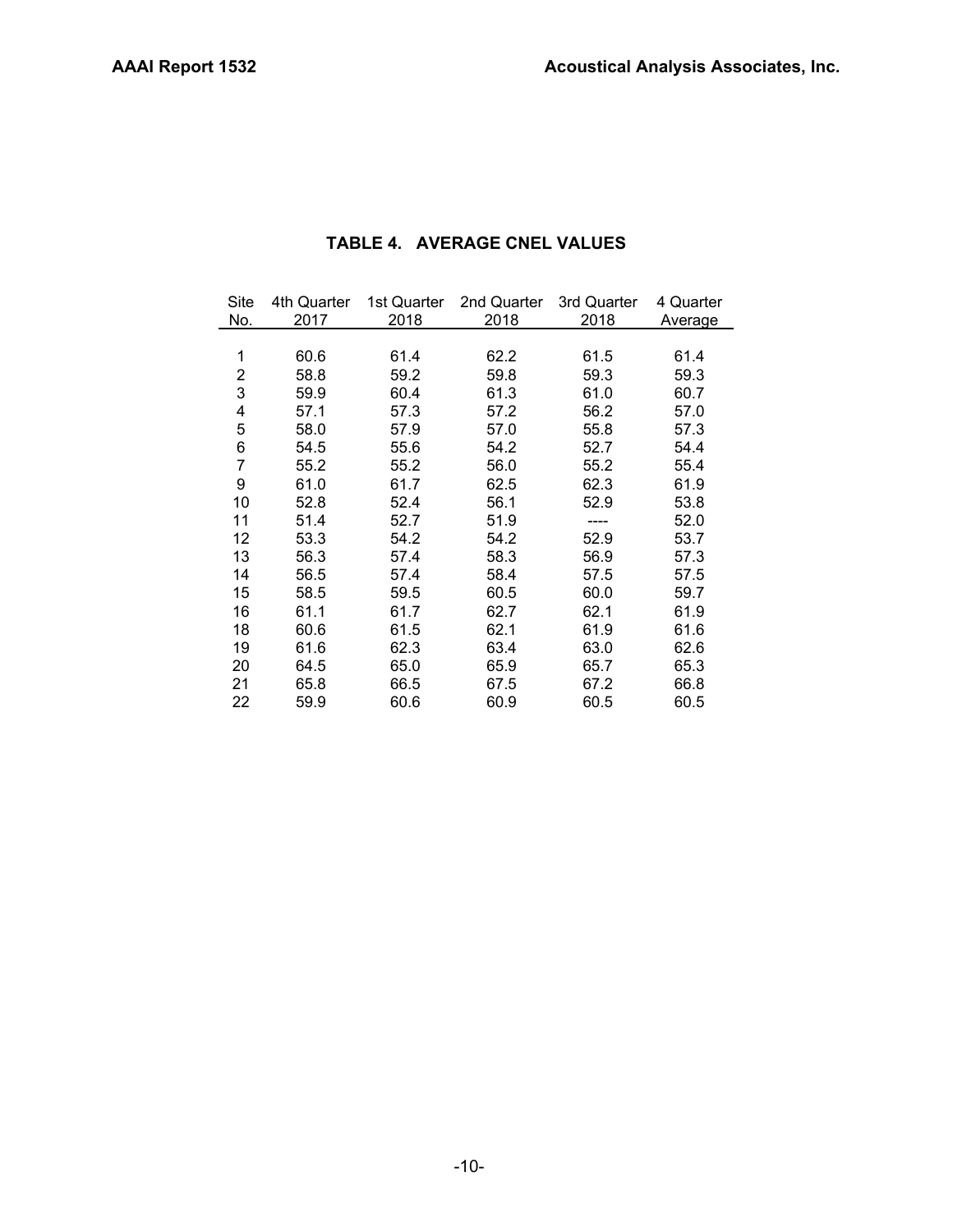## TABLE 4. AVERAGE CNEL VALUES

| Site No. | 4th Quarter 2017 | 1st Quarter 2018 | 2nd Quarter 2018 | 3rd Quarter 2018 | 4 Quarter Average |
|---|---|---|---|---|---|
| 1 | 60.6 | 61.4 | 62.2 | 61.5 | 61.4 |
| 2 | 58.8 | 59.2 | 59.8 | 59.3 | 59.3 |
| 3 | 59.9 | 60.4 | 61.3 | 61.0 | 60.7 |
| 4 | 57.1 | 57.3 | 57.2 | 56.2 | 57.0 |
| 5 | 58.0 | 57.9 | 57.0 | 55.8 | 57.3 |
| 6 | 54.5 | 55.6 | 54.2 | 52.7 | 54.4 |
| 7 | 55.2 | 55.2 | 56.0 | 55.2 | 55.4 |
| 9 | 61.0 | 61.7 | 62.5 | 62.3 | 61.9 |
| 10 | 52.8 | 52.4 | 56.1 | 52.9 | 53.8 |
| 11 | 51.4 | 52.7 | 51.9 | ---- | 52.0 |
| 12 | 53.3 | 54.2 | 54.2 | 52.9 | 53.7 |
| 13 | 56.3 | 57.4 | 58.3 | 56.9 | 57.3 |
| 14 | 56.5 | 57.4 | 58.4 | 57.5 | 57.5 |
| 15 | 58.5 | 59.5 | 60.5 | 60.0 | 59.7 |
| 16 | 61.1 | 61.7 | 62.7 | 62.1 | 61.9 |
| 18 | 60.6 | 61.5 | 62.1 | 61.9 | 61.6 |
| 19 | 61.6 | 62.3 | 63.4 | 63.0 | 62.6 |
| 20 | 64.5 | 65.0 | 65.9 | 65.7 | 65.3 |
| 21 | 65.8 | 66.5 | 67.5 | 67.2 | 66.8 |
| 22 | 59.9 | 60.6 | 60.9 | 60.5 | 60.5 |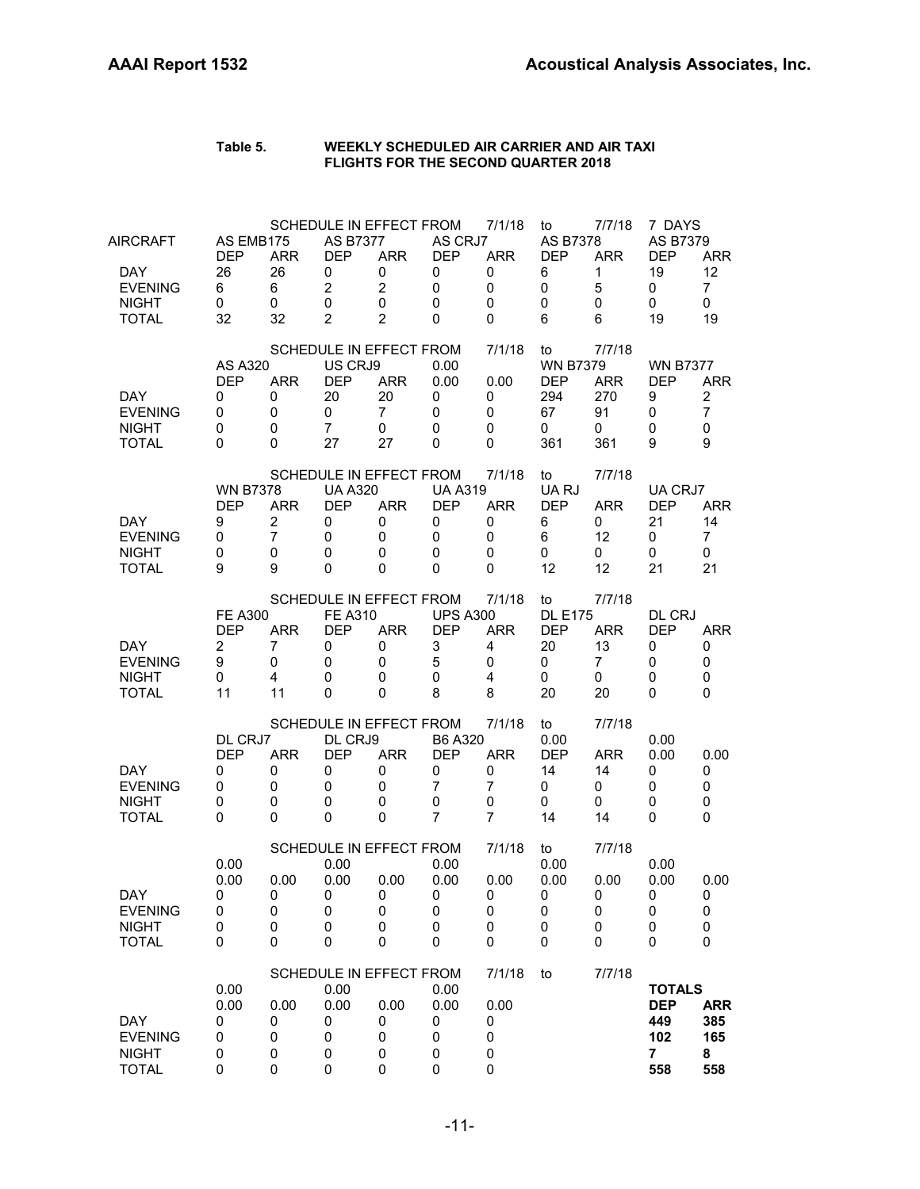**Table 5. WEEKLY SCHEDULED AIR CARRIER AND AIR TAXI FLIGHTS FOR THE SECOND QUARTER 2018**

SCHEDULE IN EFFECT FROM 7/1/18 to 7/7/18 7 DAYS

| AIRCRAFT | AS EMB175 | | AS B7377 | | AS CRJ7 | | AS B7378 | | AS B7379 | |
|---|---|---|---|---|---|---|---|---|---|---|
| | DEP | ARR | DEP | ARR | DEP | ARR | DEP | ARR | DEP | ARR |
| DAY | 26 | 26 | 0 | 0 | 0 | 0 | 6 | 1 | 19 | 12 |
| EVENING | 6 | 6 | 2 | 2 | 0 | 0 | 0 | 5 | 0 | 7 |
| NIGHT | 0 | 0 | 0 | 0 | 0 | 0 | 0 | 0 | 0 | 0 |
| TOTAL | 32 | 32 | 2 | 2 | 0 | 0 | 6 | 6 | 19 | 19 |

SCHEDULE IN EFFECT FROM 7/1/18 to 7/7/18

| | AS A320 | | US CRJ9 | | 0.00 | | WN B7379 | | WN B7377 | |
|---|---|---|---|---|---|---|---|---|---|---|
| | DEP | ARR | DEP | ARR | 0.00 | 0.00 | DEP | ARR | DEP | ARR |
| DAY | 0 | 0 | 20 | 20 | 0 | 0 | 294 | 270 | 9 | 2 |
| EVENING | 0 | 0 | 0 | 7 | 0 | 0 | 67 | 91 | 0 | 7 |
| NIGHT | 0 | 0 | 7 | 0 | 0 | 0 | 0 | 0 | 0 | 0 |
| TOTAL | 0 | 0 | 27 | 27 | 0 | 0 | 361 | 361 | 9 | 9 |

SCHEDULE IN EFFECT FROM 7/1/18 to 7/7/18

| | WN B7378 | | UA A320 | | UA A319 | | UA RJ | | UA CRJ7 | |
|---|---|---|---|---|---|---|---|---|---|---|
| | DEP | ARR | DEP | ARR | DEP | ARR | DEP | ARR | DEP | ARR |
| DAY | 9 | 2 | 0 | 0 | 0 | 0 | 6 | 0 | 21 | 14 |
| EVENING | 0 | 7 | 0 | 0 | 0 | 0 | 6 | 12 | 0 | 7 |
| NIGHT | 0 | 0 | 0 | 0 | 0 | 0 | 0 | 0 | 0 | 0 |
| TOTAL | 9 | 9 | 0 | 0 | 0 | 0 | 12 | 12 | 21 | 21 |

SCHEDULE IN EFFECT FROM 7/1/18 to 7/7/18

| | FE A300 | | FE A310 | | UPS A300 | | DL E175 | | DL CRJ | |
|---|---|---|---|---|---|---|---|---|---|---|
| | DEP | ARR | DEP | ARR | DEP | ARR | DEP | ARR | DEP | ARR |
| DAY | 2 | 7 | 0 | 0 | 3 | 4 | 20 | 13 | 0 | 0 |
| EVENING | 9 | 0 | 0 | 0 | 5 | 0 | 0 | 7 | 0 | 0 |
| NIGHT | 0 | 4 | 0 | 0 | 0 | 4 | 0 | 0 | 0 | 0 |
| TOTAL | 11 | 11 | 0 | 0 | 8 | 8 | 20 | 20 | 0 | 0 |

SCHEDULE IN EFFECT FROM 7/1/18 to 7/7/18

| | DL CRJ7 | | DL CRJ9 | | B6 A320 | | 0.00 | | 0.00 | |
|---|---|---|---|---|---|---|---|---|---|---|
| | DEP | ARR | DEP | ARR | DEP | ARR | DEP | ARR | 0.00 | 0.00 |
| DAY | 0 | 0 | 0 | 0 | 0 | 0 | 14 | 14 | 0 | 0 |
| EVENING | 0 | 0 | 0 | 0 | 7 | 7 | 0 | 0 | 0 | 0 |
| NIGHT | 0 | 0 | 0 | 0 | 0 | 0 | 0 | 0 | 0 | 0 |
| TOTAL | 0 | 0 | 0 | 0 | 7 | 7 | 14 | 14 | 0 | 0 |

SCHEDULE IN EFFECT FROM 7/1/18 to 7/7/18

| | 0.00 | | 0.00 | | 0.00 | | 0.00 | | 0.00 | |
|---|---|---|---|---|---|---|---|---|---|---|
| | 0.00 | 0.00 | 0.00 | 0.00 | 0.00 | 0.00 | 0.00 | 0.00 | 0.00 | 0.00 |
| DAY | 0 | 0 | 0 | 0 | 0 | 0 | 0 | 0 | 0 | 0 |
| EVENING | 0 | 0 | 0 | 0 | 0 | 0 | 0 | 0 | 0 | 0 |
| NIGHT | 0 | 0 | 0 | 0 | 0 | 0 | 0 | 0 | 0 | 0 |
| TOTAL | 0 | 0 | 0 | 0 | 0 | 0 | 0 | 0 | 0 | 0 |

SCHEDULE IN EFFECT FROM 7/1/18 to 7/7/18

| | 0.00 | | 0.00 | | 0.00 | | **TOTALS** | |
|---|---|---|---|---|---|---|---|---|
| | 0.00 | 0.00 | 0.00 | 0.00 | 0.00 | 0.00 | **DEP** | **ARR** |
| DAY | 0 | 0 | 0 | 0 | 0 | 0 | **449** | **385** |
| EVENING | 0 | 0 | 0 | 0 | 0 | 0 | **102** | **165** |
| NIGHT | 0 | 0 | 0 | 0 | 0 | 0 | **7** | **8** |
| TOTAL | 0 | 0 | 0 | 0 | 0 | 0 | **558** | **558** |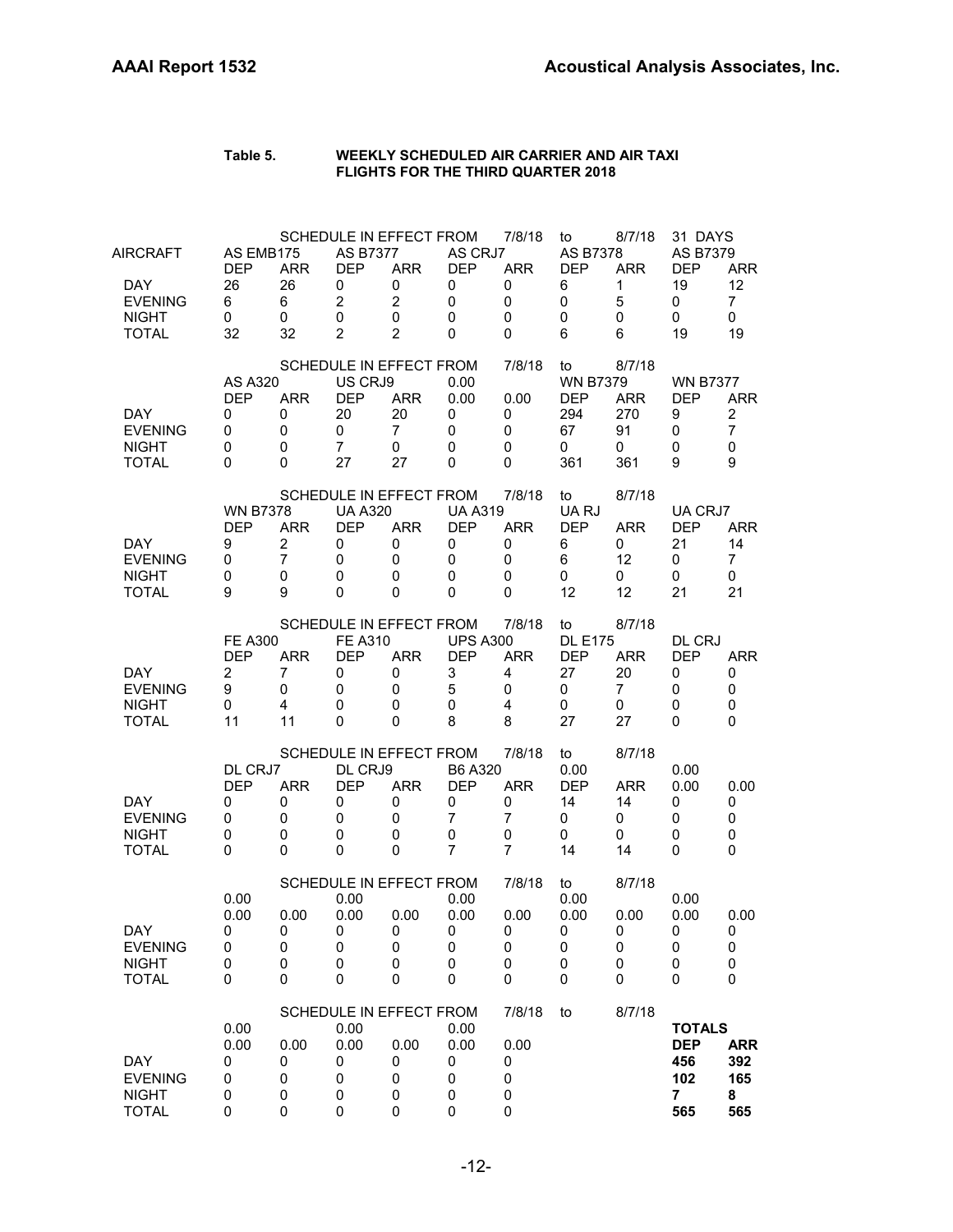**Table 5. WEEKLY SCHEDULED AIR CARRIER AND AIR TAXI FLIGHTS FOR THE THIRD QUARTER 2018**

SCHEDULE IN EFFECT FROM 7/8/18 to 8/7/18 31 DAYS

| AIRCRAFT | AS EMB175 | | AS B7377 | | AS CRJ7 | | AS B7378 | | AS B7379 | |
|---|---|---|---|---|---|---|---|---|---|---|
| | DEP | ARR | DEP | ARR | DEP | ARR | DEP | ARR | DEP | ARR |
| DAY | 26 | 26 | 0 | 0 | 0 | 0 | 6 | 1 | 19 | 12 |
| EVENING | 6 | 6 | 2 | 2 | 0 | 0 | 0 | 5 | 0 | 7 |
| NIGHT | 0 | 0 | 0 | 0 | 0 | 0 | 0 | 0 | 0 | 0 |
| TOTAL | 32 | 32 | 2 | 2 | 0 | 0 | 6 | 6 | 19 | 19 |

SCHEDULE IN EFFECT FROM 7/8/18 to 8/7/18

| | AS A320 | | US CRJ9 | | 0.00 | | WN B7379 | | WN B7377 | |
|---|---|---|---|---|---|---|---|---|---|---|
| | DEP | ARR | DEP | ARR | 0.00 | 0.00 | DEP | ARR | DEP | ARR |
| DAY | 0 | 0 | 20 | 20 | 0 | 0 | 294 | 270 | 9 | 2 |
| EVENING | 0 | 0 | 0 | 7 | 0 | 0 | 67 | 91 | 0 | 7 |
| NIGHT | 0 | 0 | 7 | 0 | 0 | 0 | 0 | 0 | 0 | 0 |
| TOTAL | 0 | 0 | 27 | 27 | 0 | 0 | 361 | 361 | 9 | 9 |

SCHEDULE IN EFFECT FROM 7/8/18 to 8/7/18

| | WN B7378 | | UA A320 | | UA A319 | | UA RJ | | UA CRJ7 | |
|---|---|---|---|---|---|---|---|---|---|---|
| | DEP | ARR | DEP | ARR | DEP | ARR | DEP | ARR | DEP | ARR |
| DAY | 9 | 2 | 0 | 0 | 0 | 0 | 6 | 0 | 21 | 14 |
| EVENING | 0 | 7 | 0 | 0 | 0 | 0 | 6 | 12 | 0 | 7 |
| NIGHT | 0 | 0 | 0 | 0 | 0 | 0 | 0 | 0 | 0 | 0 |
| TOTAL | 9 | 9 | 0 | 0 | 0 | 0 | 12 | 12 | 21 | 21 |

SCHEDULE IN EFFECT FROM 7/8/18 to 8/7/18

| | FE A300 | | FE A310 | | UPS A300 | | DL E175 | | DL CRJ | |
|---|---|---|---|---|---|---|---|---|---|---|
| | DEP | ARR | DEP | ARR | DEP | ARR | DEP | ARR | DEP | ARR |
| DAY | 2 | 7 | 0 | 0 | 3 | 4 | 27 | 20 | 0 | 0 |
| EVENING | 9 | 0 | 0 | 0 | 5 | 0 | 0 | 7 | 0 | 0 |
| NIGHT | 0 | 4 | 0 | 0 | 0 | 4 | 0 | 0 | 0 | 0 |
| TOTAL | 11 | 11 | 0 | 0 | 8 | 8 | 27 | 27 | 0 | 0 |

SCHEDULE IN EFFECT FROM 7/8/18 to 8/7/18

| | DL CRJ7 | | DL CRJ9 | | B6 A320 | | 0.00 | | 0.00 | |
|---|---|---|---|---|---|---|---|---|---|---|
| | DEP | ARR | DEP | ARR | DEP | ARR | DEP | ARR | 0.00 | 0.00 |
| DAY | 0 | 0 | 0 | 0 | 0 | 0 | 14 | 14 | 0 | 0 |
| EVENING | 0 | 0 | 0 | 0 | 7 | 7 | 0 | 0 | 0 | 0 |
| NIGHT | 0 | 0 | 0 | 0 | 0 | 0 | 0 | 0 | 0 | 0 |
| TOTAL | 0 | 0 | 0 | 0 | 7 | 7 | 14 | 14 | 0 | 0 |

SCHEDULE IN EFFECT FROM 7/8/18 to 8/7/18

| | 0.00 | | 0.00 | | 0.00 | | 0.00 | | 0.00 | |
|---|---|---|---|---|---|---|---|---|---|---|
| | 0.00 | 0.00 | 0.00 | 0.00 | 0.00 | 0.00 | 0.00 | 0.00 | 0.00 | 0.00 |
| DAY | 0 | 0 | 0 | 0 | 0 | 0 | 0 | 0 | 0 | 0 |
| EVENING | 0 | 0 | 0 | 0 | 0 | 0 | 0 | 0 | 0 | 0 |
| NIGHT | 0 | 0 | 0 | 0 | 0 | 0 | 0 | 0 | 0 | 0 |
| TOTAL | 0 | 0 | 0 | 0 | 0 | 0 | 0 | 0 | 0 | 0 |

SCHEDULE IN EFFECT FROM 7/8/18 to 8/7/18

| | 0.00 | | 0.00 | | 0.00 | | **TOTALS** | |
|---|---|---|---|---|---|---|---|---|
| | 0.00 | 0.00 | 0.00 | 0.00 | 0.00 | 0.00 | **DEP** | **ARR** |
| DAY | 0 | 0 | 0 | 0 | 0 | 0 | **456** | **392** |
| EVENING | 0 | 0 | 0 | 0 | 0 | 0 | **102** | **165** |
| NIGHT | 0 | 0 | 0 | 0 | 0 | 0 | **7** | **8** |
| TOTAL | 0 | 0 | 0 | 0 | 0 | 0 | **565** | **565** |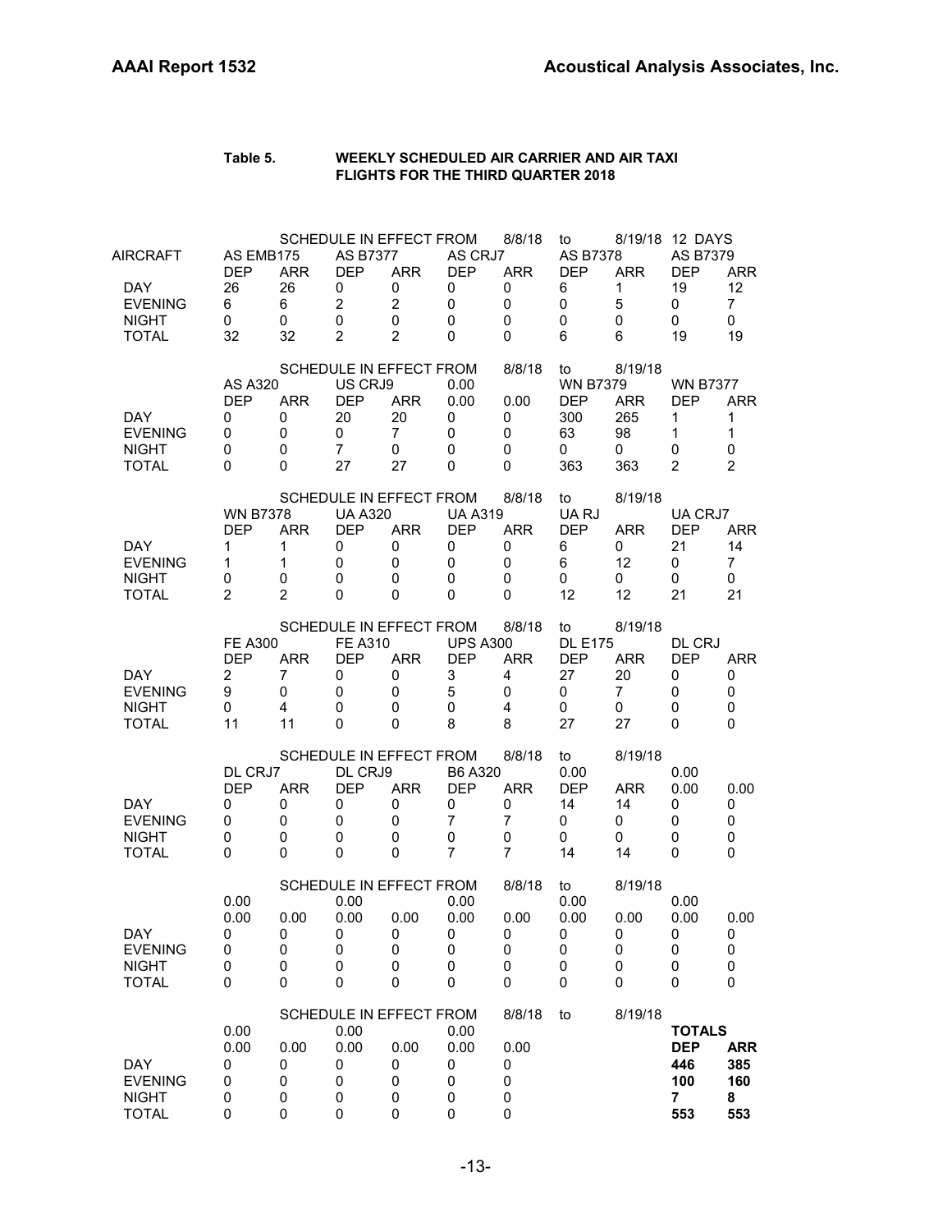**Table 5. WEEKLY SCHEDULED AIR CARRIER AND AIR TAXI FLIGHTS FOR THE THIRD QUARTER 2018**

| | SCHEDULE IN EFFECT FROM | | | | | 8/8/18 | to | 8/19/18 | 12 DAYS | |
|---|---|---|---|---|---|---|---|---|---|---|
| AIRCRAFT | AS EMB175 | | AS B7377 | | AS CRJ7 | | AS B7378 | | AS B7379 | |
| | DEP | ARR | DEP | ARR | DEP | ARR | DEP | ARR | DEP | ARR |
| DAY | 26 | 26 | 0 | 0 | 0 | 0 | 6 | 1 | 19 | 12 |
| EVENING | 6 | 6 | 2 | 2 | 0 | 0 | 0 | 5 | 0 | 7 |
| NIGHT | 0 | 0 | 0 | 0 | 0 | 0 | 0 | 0 | 0 | 0 |
| TOTAL | 32 | 32 | 2 | 2 | 0 | 0 | 6 | 6 | 19 | 19 |

| | SCHEDULE IN EFFECT FROM | | | | | 8/8/18 | to | 8/19/18 | | |
|---|---|---|---|---|---|---|---|---|---|---|
| | AS A320 | | US CRJ9 | | 0.00 | | WN B7379 | | WN B7377 | |
| | DEP | ARR | DEP | ARR | 0.00 | 0.00 | DEP | ARR | DEP | ARR |
| DAY | 0 | 0 | 20 | 20 | 0 | 0 | 300 | 265 | 1 | 1 |
| EVENING | 0 | 0 | 0 | 7 | 0 | 0 | 63 | 98 | 1 | 1 |
| NIGHT | 0 | 0 | 7 | 0 | 0 | 0 | 0 | 0 | 0 | 0 |
| TOTAL | 0 | 0 | 27 | 27 | 0 | 0 | 363 | 363 | 2 | 2 |

| | SCHEDULE IN EFFECT FROM | | | | | 8/8/18 | to | 8/19/18 | | |
|---|---|---|---|---|---|---|---|---|---|---|
| | WN B7378 | | UA A320 | | UA A319 | | UA RJ | | UA CRJ7 | |
| | DEP | ARR | DEP | ARR | DEP | ARR | DEP | ARR | DEP | ARR |
| DAY | 1 | 1 | 0 | 0 | 0 | 0 | 6 | 0 | 21 | 14 |
| EVENING | 1 | 1 | 0 | 0 | 0 | 0 | 6 | 12 | 0 | 7 |
| NIGHT | 0 | 0 | 0 | 0 | 0 | 0 | 0 | 0 | 0 | 0 |
| TOTAL | 2 | 2 | 0 | 0 | 0 | 0 | 12 | 12 | 21 | 21 |

| | SCHEDULE IN EFFECT FROM | | | | | 8/8/18 | to | 8/19/18 | | |
|---|---|---|---|---|---|---|---|---|---|---|
| | FE A300 | | FE A310 | | UPS A300 | | DL E175 | | DL CRJ | |
| | DEP | ARR | DEP | ARR | DEP | ARR | DEP | ARR | DEP | ARR |
| DAY | 2 | 7 | 0 | 0 | 3 | 4 | 27 | 20 | 0 | 0 |
| EVENING | 9 | 0 | 0 | 0 | 5 | 0 | 0 | 7 | 0 | 0 |
| NIGHT | 0 | 4 | 0 | 0 | 0 | 4 | 0 | 0 | 0 | 0 |
| TOTAL | 11 | 11 | 0 | 0 | 8 | 8 | 27 | 27 | 0 | 0 |

| | SCHEDULE IN EFFECT FROM | | | | | 8/8/18 | to | 8/19/18 | | |
|---|---|---|---|---|---|---|---|---|---|---|
| | DL CRJ7 | | DL CRJ9 | | B6 A320 | | 0.00 | | 0.00 | |
| | DEP | ARR | DEP | ARR | DEP | ARR | DEP | ARR | 0.00 | 0.00 |
| DAY | 0 | 0 | 0 | 0 | 0 | 0 | 14 | 14 | 0 | 0 |
| EVENING | 0 | 0 | 0 | 0 | 7 | 7 | 0 | 0 | 0 | 0 |
| NIGHT | 0 | 0 | 0 | 0 | 0 | 0 | 0 | 0 | 0 | 0 |
| TOTAL | 0 | 0 | 0 | 0 | 7 | 7 | 14 | 14 | 0 | 0 |

| | SCHEDULE IN EFFECT FROM | | | | | 8/8/18 | to | 8/19/18 | | |
|---|---|---|---|---|---|---|---|---|---|---|
| | 0.00 | | 0.00 | | 0.00 | | 0.00 | | 0.00 | |
| | 0.00 | 0.00 | 0.00 | 0.00 | 0.00 | 0.00 | 0.00 | 0.00 | 0.00 | 0.00 |
| DAY | 0 | 0 | 0 | 0 | 0 | 0 | 0 | 0 | 0 | 0 |
| EVENING | 0 | 0 | 0 | 0 | 0 | 0 | 0 | 0 | 0 | 0 |
| NIGHT | 0 | 0 | 0 | 0 | 0 | 0 | 0 | 0 | 0 | 0 |
| TOTAL | 0 | 0 | 0 | 0 | 0 | 0 | 0 | 0 | 0 | 0 |

| | SCHEDULE IN EFFECT FROM | | | | | 8/8/18 | to | 8/19/18 | | |
|---|---|---|---|---|---|---|---|---|---|---|
| | 0.00 | | 0.00 | | 0.00 | | | | **TOTALS** | |
| | 0.00 | 0.00 | 0.00 | 0.00 | 0.00 | 0.00 | | | **DEP** | **ARR** |
| DAY | 0 | 0 | 0 | 0 | 0 | 0 | | | **446** | **385** |
| EVENING | 0 | 0 | 0 | 0 | 0 | 0 | | | **100** | **160** |
| NIGHT | 0 | 0 | 0 | 0 | 0 | 0 | | | **7** | **8** |
| TOTAL | 0 | 0 | 0 | 0 | 0 | 0 | | | **553** | **553** |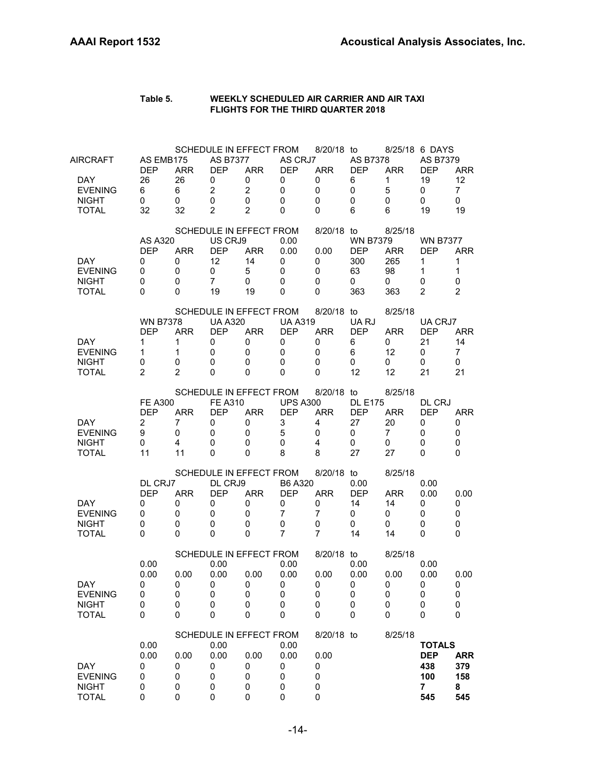**Table 5. WEEKLY SCHEDULED AIR CARRIER AND AIR TAXI FLIGHTS FOR THE THIRD QUARTER 2018**

SCHEDULE IN EFFECT FROM 8/20/18 to 8/25/18 6 DAYS

| AIRCRAFT | AS EMB175 | | AS B7377 | | AS CRJ7 | | AS B7378 | | AS B7379 | |
|---|---|---|---|---|---|---|---|---|---|---|
| | DEP | ARR | DEP | ARR | DEP | ARR | DEP | ARR | DEP | ARR |
| DAY | 26 | 26 | 0 | 0 | 0 | 0 | 6 | 1 | 19 | 12 |
| EVENING | 6 | 6 | 2 | 2 | 0 | 0 | 0 | 5 | 0 | 7 |
| NIGHT | 0 | 0 | 0 | 0 | 0 | 0 | 0 | 0 | 0 | 0 |
| TOTAL | 32 | 32 | 2 | 2 | 0 | 0 | 6 | 6 | 19 | 19 |

SCHEDULE IN EFFECT FROM 8/20/18 to 8/25/18

| | AS A320 | | US CRJ9 | | 0.00 | | WN B7379 | | WN B7377 | |
|---|---|---|---|---|---|---|---|---|---|---|
| | DEP | ARR | DEP | ARR | 0.00 | 0.00 | DEP | ARR | DEP | ARR |
| DAY | 0 | 0 | 12 | 14 | 0 | 0 | 300 | 265 | 1 | 1 |
| EVENING | 0 | 0 | 0 | 5 | 0 | 0 | 63 | 98 | 1 | 1 |
| NIGHT | 0 | 0 | 7 | 0 | 0 | 0 | 0 | 0 | 0 | 0 |
| TOTAL | 0 | 0 | 19 | 19 | 0 | 0 | 363 | 363 | 2 | 2 |

SCHEDULE IN EFFECT FROM 8/20/18 to 8/25/18

| | WN B7378 | | UA A320 | | UA A319 | | UA RJ | | UA CRJ7 | |
|---|---|---|---|---|---|---|---|---|---|---|
| | DEP | ARR | DEP | ARR | DEP | ARR | DEP | ARR | DEP | ARR |
| DAY | 1 | 1 | 0 | 0 | 0 | 0 | 6 | 0 | 21 | 14 |
| EVENING | 1 | 1 | 0 | 0 | 0 | 0 | 6 | 12 | 0 | 7 |
| NIGHT | 0 | 0 | 0 | 0 | 0 | 0 | 0 | 0 | 0 | 0 |
| TOTAL | 2 | 2 | 0 | 0 | 0 | 0 | 12 | 12 | 21 | 21 |

SCHEDULE IN EFFECT FROM 8/20/18 to 8/25/18

| | FE A300 | | FE A310 | | UPS A300 | | DL E175 | | DL CRJ | |
|---|---|---|---|---|---|---|---|---|---|---|
| | DEP | ARR | DEP | ARR | DEP | ARR | DEP | ARR | DEP | ARR |
| DAY | 2 | 7 | 0 | 0 | 3 | 4 | 27 | 20 | 0 | 0 |
| EVENING | 9 | 0 | 0 | 0 | 5 | 0 | 0 | 7 | 0 | 0 |
| NIGHT | 0 | 4 | 0 | 0 | 0 | 4 | 0 | 0 | 0 | 0 |
| TOTAL | 11 | 11 | 0 | 0 | 8 | 8 | 27 | 27 | 0 | 0 |

SCHEDULE IN EFFECT FROM 8/20/18 to 8/25/18

| | DL CRJ7 | | DL CRJ9 | | B6 A320 | | 0.00 | | 0.00 | |
|---|---|---|---|---|---|---|---|---|---|---|
| | DEP | ARR | DEP | ARR | DEP | ARR | DEP | ARR | 0.00 | 0.00 |
| DAY | 0 | 0 | 0 | 0 | 0 | 0 | 14 | 14 | 0 | 0 |
| EVENING | 0 | 0 | 0 | 0 | 7 | 7 | 0 | 0 | 0 | 0 |
| NIGHT | 0 | 0 | 0 | 0 | 0 | 0 | 0 | 0 | 0 | 0 |
| TOTAL | 0 | 0 | 0 | 0 | 7 | 7 | 14 | 14 | 0 | 0 |

SCHEDULE IN EFFECT FROM 8/20/18 to 8/25/18

| | 0.00 | | 0.00 | | 0.00 | | 0.00 | | 0.00 | |
|---|---|---|---|---|---|---|---|---|---|---|
| | 0.00 | 0.00 | 0.00 | 0.00 | 0.00 | 0.00 | 0.00 | 0.00 | 0.00 | 0.00 |
| DAY | 0 | 0 | 0 | 0 | 0 | 0 | 0 | 0 | 0 | 0 |
| EVENING | 0 | 0 | 0 | 0 | 0 | 0 | 0 | 0 | 0 | 0 |
| NIGHT | 0 | 0 | 0 | 0 | 0 | 0 | 0 | 0 | 0 | 0 |
| TOTAL | 0 | 0 | 0 | 0 | 0 | 0 | 0 | 0 | 0 | 0 |

SCHEDULE IN EFFECT FROM 8/20/18 to 8/25/18

| | 0.00 | | 0.00 | | 0.00 | | **TOTALS** | |
|---|---|---|---|---|---|---|---|---|
| | 0.00 | 0.00 | 0.00 | 0.00 | 0.00 | 0.00 | **DEP** | **ARR** |
| DAY | 0 | 0 | 0 | 0 | 0 | 0 | **438** | **379** |
| EVENING | 0 | 0 | 0 | 0 | 0 | 0 | **100** | **158** |
| NIGHT | 0 | 0 | 0 | 0 | 0 | 0 | **7** | **8** |
| TOTAL | 0 | 0 | 0 | 0 | 0 | 0 | **545** | **545** |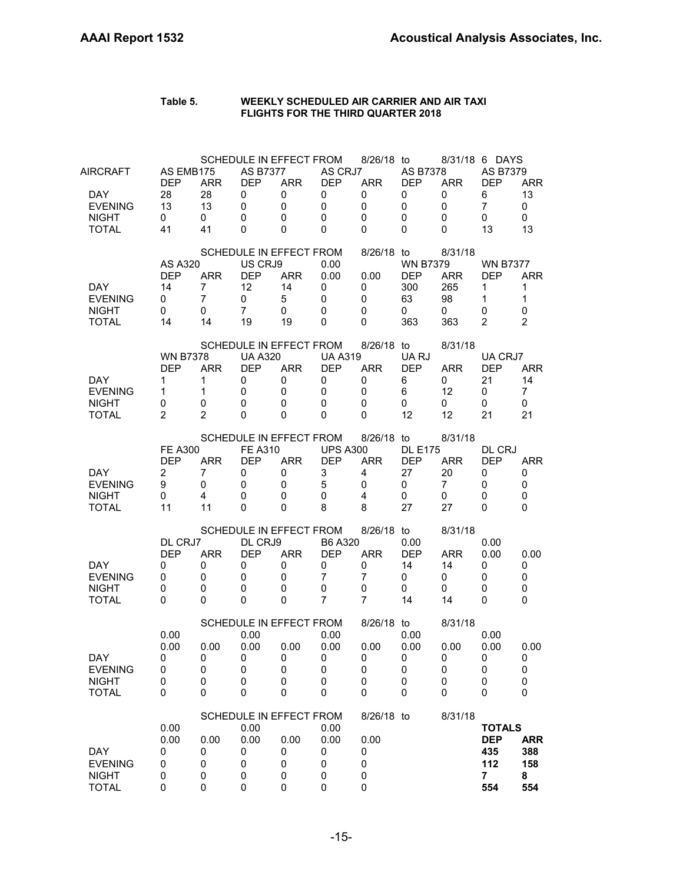**Table 5. WEEKLY SCHEDULED AIR CARRIER AND AIR TAXI FLIGHTS FOR THE THIRD QUARTER 2018**

SCHEDULE IN EFFECT FROM 8/26/18 to 8/31/18 6 DAYS

| AIRCRAFT | AS EMB175 | | AS B7377 | | AS CRJ7 | | AS B7378 | | AS B7379 | |
|---|---|---|---|---|---|---|---|---|---|---|
| | DEP | ARR | DEP | ARR | DEP | ARR | DEP | ARR | DEP | ARR |
| DAY | 28 | 28 | 0 | 0 | 0 | 0 | 0 | 0 | 6 | 13 |
| EVENING | 13 | 13 | 0 | 0 | 0 | 0 | 0 | 0 | 7 | 0 |
| NIGHT | 0 | 0 | 0 | 0 | 0 | 0 | 0 | 0 | 0 | 0 |
| TOTAL | 41 | 41 | 0 | 0 | 0 | 0 | 0 | 0 | 13 | 13 |

SCHEDULE IN EFFECT FROM 8/26/18 to 8/31/18

| | AS A320 | | US CRJ9 | | 0.00 | | WN B7379 | | WN B7377 | |
|---|---|---|---|---|---|---|---|---|---|---|
| | DEP | ARR | DEP | ARR | 0.00 | 0.00 | DEP | ARR | DEP | ARR |
| DAY | 14 | 7 | 12 | 14 | 0 | 0 | 300 | 265 | 1 | 1 |
| EVENING | 0 | 7 | 0 | 5 | 0 | 0 | 63 | 98 | 1 | 1 |
| NIGHT | 0 | 0 | 7 | 0 | 0 | 0 | 0 | 0 | 0 | 0 |
| TOTAL | 14 | 14 | 19 | 19 | 0 | 0 | 363 | 363 | 2 | 2 |

SCHEDULE IN EFFECT FROM 8/26/18 to 8/31/18

| | WN B7378 | | UA A320 | | UA A319 | | UA RJ | | UA CRJ7 | |
|---|---|---|---|---|---|---|---|---|---|---|
| | DEP | ARR | DEP | ARR | DEP | ARR | DEP | ARR | DEP | ARR |
| DAY | 1 | 1 | 0 | 0 | 0 | 0 | 6 | 0 | 21 | 14 |
| EVENING | 1 | 1 | 0 | 0 | 0 | 0 | 6 | 12 | 0 | 7 |
| NIGHT | 0 | 0 | 0 | 0 | 0 | 0 | 0 | 0 | 0 | 0 |
| TOTAL | 2 | 2 | 0 | 0 | 0 | 0 | 12 | 12 | 21 | 21 |

SCHEDULE IN EFFECT FROM 8/26/18 to 8/31/18

| | FE A300 | | FE A310 | | UPS A300 | | DL E175 | | DL CRJ | |
|---|---|---|---|---|---|---|---|---|---|---|
| | DEP | ARR | DEP | ARR | DEP | ARR | DEP | ARR | DEP | ARR |
| DAY | 2 | 7 | 0 | 0 | 3 | 4 | 27 | 20 | 0 | 0 |
| EVENING | 9 | 0 | 0 | 0 | 5 | 0 | 0 | 7 | 0 | 0 |
| NIGHT | 0 | 4 | 0 | 0 | 0 | 4 | 0 | 0 | 0 | 0 |
| TOTAL | 11 | 11 | 0 | 0 | 8 | 8 | 27 | 27 | 0 | 0 |

SCHEDULE IN EFFECT FROM 8/26/18 to 8/31/18

| | DL CRJ7 | | DL CRJ9 | | B6 A320 | | 0.00 | | 0.00 | |
|---|---|---|---|---|---|---|---|---|---|---|
| | DEP | ARR | DEP | ARR | DEP | ARR | DEP | ARR | 0.00 | 0.00 |
| DAY | 0 | 0 | 0 | 0 | 0 | 0 | 14 | 14 | 0 | 0 |
| EVENING | 0 | 0 | 0 | 0 | 7 | 7 | 0 | 0 | 0 | 0 |
| NIGHT | 0 | 0 | 0 | 0 | 0 | 0 | 0 | 0 | 0 | 0 |
| TOTAL | 0 | 0 | 0 | 0 | 7 | 7 | 14 | 14 | 0 | 0 |

SCHEDULE IN EFFECT FROM 8/26/18 to 8/31/18

| | 0.00 | | 0.00 | | 0.00 | | 0.00 | | 0.00 | |
|---|---|---|---|---|---|---|---|---|---|---|
| | 0.00 | 0.00 | 0.00 | 0.00 | 0.00 | 0.00 | 0.00 | 0.00 | 0.00 | 0.00 |
| DAY | 0 | 0 | 0 | 0 | 0 | 0 | 0 | 0 | 0 | 0 |
| EVENING | 0 | 0 | 0 | 0 | 0 | 0 | 0 | 0 | 0 | 0 |
| NIGHT | 0 | 0 | 0 | 0 | 0 | 0 | 0 | 0 | 0 | 0 |
| TOTAL | 0 | 0 | 0 | 0 | 0 | 0 | 0 | 0 | 0 | 0 |

SCHEDULE IN EFFECT FROM 8/26/18 to 8/31/18

| | 0.00 | | 0.00 | | 0.00 | | **TOTALS** | |
|---|---|---|---|---|---|---|---|---|
| | 0.00 | 0.00 | 0.00 | 0.00 | 0.00 | 0.00 | **DEP** | **ARR** |
| DAY | 0 | 0 | 0 | 0 | 0 | 0 | **435** | **388** |
| EVENING | 0 | 0 | 0 | 0 | 0 | 0 | **112** | **158** |
| NIGHT | 0 | 0 | 0 | 0 | 0 | 0 | **7** | **8** |
| TOTAL | 0 | 0 | 0 | 0 | 0 | 0 | **554** | **554** |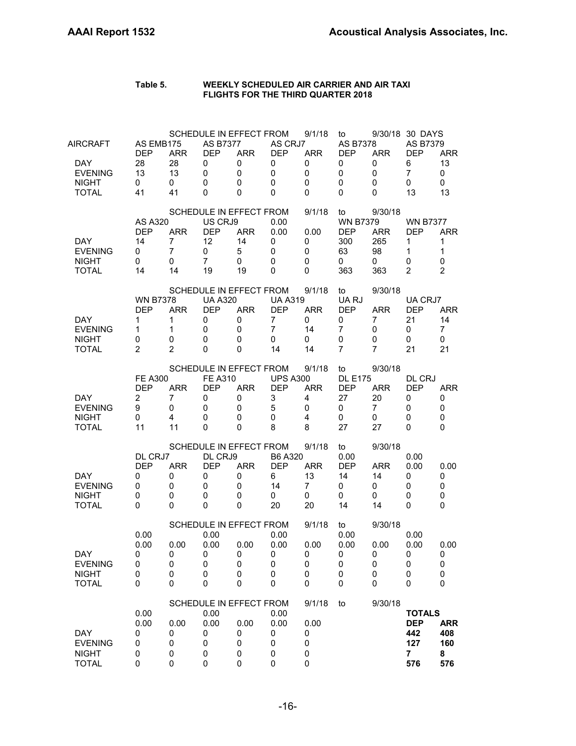**Table 5. WEEKLY SCHEDULED AIR CARRIER AND AIR TAXI FLIGHTS FOR THE THIRD QUARTER 2018**

SCHEDULE IN EFFECT FROM 9/1/18 to 9/30/18 30 DAYS

| AIRCRAFT | AS EMB175 | | AS B7377 | | AS CRJ7 | | AS B7378 | | AS B7379 | |
|---|---|---|---|---|---|---|---|---|---|---|
| | DEP | ARR | DEP | ARR | DEP | ARR | DEP | ARR | DEP | ARR |
| DAY | 28 | 28 | 0 | 0 | 0 | 0 | 0 | 0 | 6 | 13 |
| EVENING | 13 | 13 | 0 | 0 | 0 | 0 | 0 | 0 | 7 | 0 |
| NIGHT | 0 | 0 | 0 | 0 | 0 | 0 | 0 | 0 | 0 | 0 |
| TOTAL | 41 | 41 | 0 | 0 | 0 | 0 | 0 | 0 | 13 | 13 |

SCHEDULE IN EFFECT FROM 9/1/18 to 9/30/18

| | AS A320 | | US CRJ9 | | 0.00 | | WN B7379 | | WN B7377 | |
|---|---|---|---|---|---|---|---|---|---|---|
| | DEP | ARR | DEP | ARR | 0.00 | 0.00 | DEP | ARR | DEP | ARR |
| DAY | 14 | 7 | 12 | 14 | 0 | 0 | 300 | 265 | 1 | 1 |
| EVENING | 0 | 7 | 0 | 5 | 0 | 0 | 63 | 98 | 1 | 1 |
| NIGHT | 0 | 0 | 7 | 0 | 0 | 0 | 0 | 0 | 0 | 0 |
| TOTAL | 14 | 14 | 19 | 19 | 0 | 0 | 363 | 363 | 2 | 2 |

SCHEDULE IN EFFECT FROM 9/1/18 to 9/30/18

| | WN B7378 | | UA A320 | | UA A319 | | UA RJ | | UA CRJ7 | |
|---|---|---|---|---|---|---|---|---|---|---|
| | DEP | ARR | DEP | ARR | DEP | ARR | DEP | ARR | DEP | ARR |
| DAY | 1 | 1 | 0 | 0 | 7 | 0 | 0 | 7 | 21 | 14 |
| EVENING | 1 | 1 | 0 | 0 | 7 | 14 | 7 | 0 | 0 | 7 |
| NIGHT | 0 | 0 | 0 | 0 | 0 | 0 | 0 | 0 | 0 | 0 |
| TOTAL | 2 | 2 | 0 | 0 | 14 | 14 | 7 | 7 | 21 | 21 |

SCHEDULE IN EFFECT FROM 9/1/18 to 9/30/18

| | FE A300 | | FE A310 | | UPS A300 | | DL E175 | | DL CRJ | |
|---|---|---|---|---|---|---|---|---|---|---|
| | DEP | ARR | DEP | ARR | DEP | ARR | DEP | ARR | DEP | ARR |
| DAY | 2 | 7 | 0 | 0 | 3 | 4 | 27 | 20 | 0 | 0 |
| EVENING | 9 | 0 | 0 | 0 | 5 | 0 | 0 | 7 | 0 | 0 |
| NIGHT | 0 | 4 | 0 | 0 | 0 | 4 | 0 | 0 | 0 | 0 |
| TOTAL | 11 | 11 | 0 | 0 | 8 | 8 | 27 | 27 | 0 | 0 |

SCHEDULE IN EFFECT FROM 9/1/18 to 9/30/18

| | DL CRJ7 | | DL CRJ9 | | B6 A320 | | 0.00 | | 0.00 | |
|---|---|---|---|---|---|---|---|---|---|---|
| | DEP | ARR | DEP | ARR | DEP | ARR | DEP | ARR | 0.00 | 0.00 |
| DAY | 0 | 0 | 0 | 0 | 6 | 13 | 14 | 14 | 0 | 0 |
| EVENING | 0 | 0 | 0 | 0 | 14 | 7 | 0 | 0 | 0 | 0 |
| NIGHT | 0 | 0 | 0 | 0 | 0 | 0 | 0 | 0 | 0 | 0 |
| TOTAL | 0 | 0 | 0 | 0 | 20 | 20 | 14 | 14 | 0 | 0 |

SCHEDULE IN EFFECT FROM 9/1/18 to 9/30/18

| | 0.00 | | 0.00 | | 0.00 | | 0.00 | | 0.00 | |
|---|---|---|---|---|---|---|---|---|---|---|
| | 0.00 | 0.00 | 0.00 | 0.00 | 0.00 | 0.00 | 0.00 | 0.00 | 0.00 | 0.00 |
| DAY | 0 | 0 | 0 | 0 | 0 | 0 | 0 | 0 | 0 | 0 |
| EVENING | 0 | 0 | 0 | 0 | 0 | 0 | 0 | 0 | 0 | 0 |
| NIGHT | 0 | 0 | 0 | 0 | 0 | 0 | 0 | 0 | 0 | 0 |
| TOTAL | 0 | 0 | 0 | 0 | 0 | 0 | 0 | 0 | 0 | 0 |

SCHEDULE IN EFFECT FROM 9/1/18 to 9/30/18

| | 0.00 | | 0.00 | | 0.00 | | | | **TOTALS** | |
|---|---|---|---|---|---|---|---|---|---|---|
| | 0.00 | 0.00 | 0.00 | 0.00 | 0.00 | 0.00 | | | **DEP** | **ARR** |
| DAY | 0 | 0 | 0 | 0 | 0 | 0 | | | **442** | **408** |
| EVENING | 0 | 0 | 0 | 0 | 0 | 0 | | | **127** | **160** |
| NIGHT | 0 | 0 | 0 | 0 | 0 | 0 | | | **7** | **8** |
| TOTAL | 0 | 0 | 0 | 0 | 0 | 0 | | | **576** | **576** |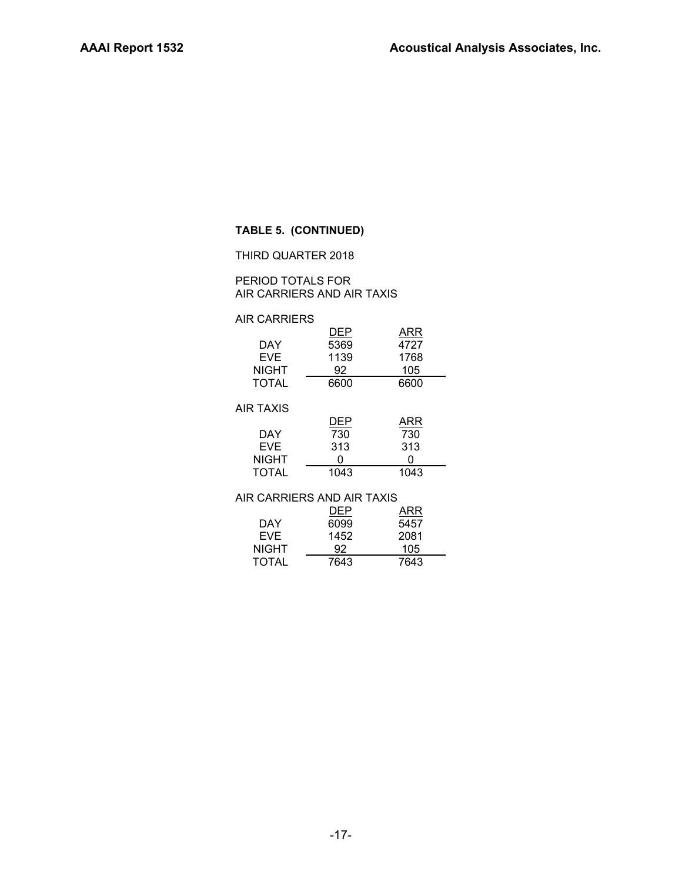**TABLE 5. (CONTINUED)**

THIRD QUARTER 2018

PERIOD TOTALS FOR
AIR CARRIERS AND AIR TAXIS

AIR CARRIERS

| | DEP | ARR |
|---|---|---|
| DAY | 5369 | 4727 |
| EVE | 1139 | 1768 |
| NIGHT | 92 | 105 |
| TOTAL | 6600 | 6600 |

AIR TAXIS

| | DEP | ARR |
|---|---|---|
| DAY | 730 | 730 |
| EVE | 313 | 313 |
| NIGHT | 0 | 0 |
| TOTAL | 1043 | 1043 |

AIR CARRIERS AND AIR TAXIS

| | DEP | ARR |
|---|---|---|
| DAY | 6099 | 5457 |
| EVE | 1452 | 2081 |
| NIGHT | 92 | 105 |
| TOTAL | 7643 | 7643 |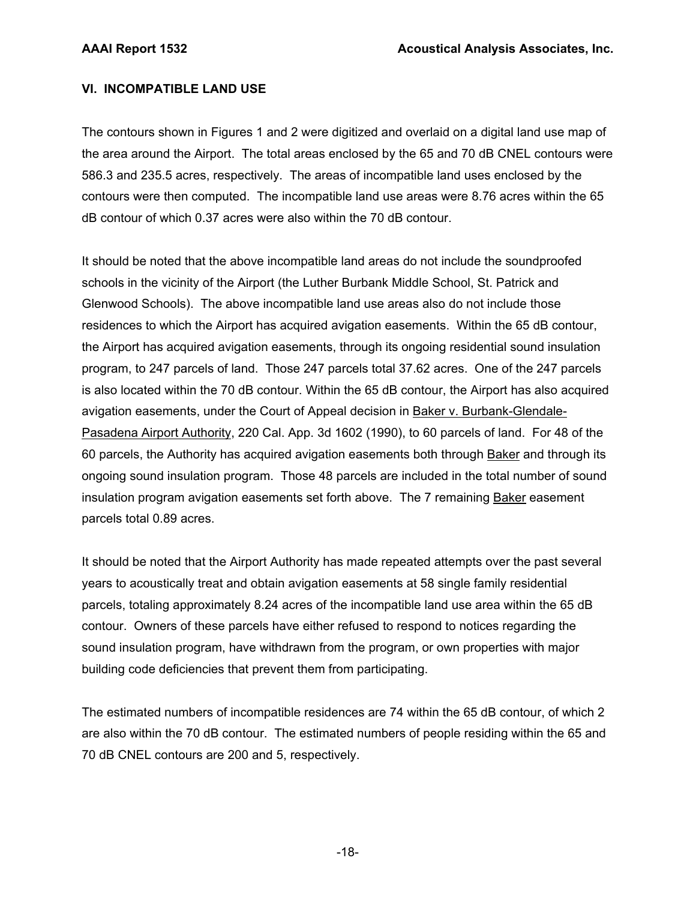## VI. INCOMPATIBLE LAND USE

The contours shown in Figures 1 and 2 were digitized and overlaid on a digital land use map of the area around the Airport. The total areas enclosed by the 65 and 70 dB CNEL contours were 586.3 and 235.5 acres, respectively. The areas of incompatible land uses enclosed by the contours were then computed. The incompatible land use areas were 8.76 acres within the 65 dB contour of which 0.37 acres were also within the 70 dB contour.

It should be noted that the above incompatible land areas do not include the soundproofed schools in the vicinity of the Airport (the Luther Burbank Middle School, St. Patrick and Glenwood Schools). The above incompatible land use areas also do not include those residences to which the Airport has acquired avigation easements. Within the 65 dB contour, the Airport has acquired avigation easements, through its ongoing residential sound insulation program, to 247 parcels of land. Those 247 parcels total 37.62 acres. One of the 247 parcels is also located within the 70 dB contour. Within the 65 dB contour, the Airport has also acquired avigation easements, under the Court of Appeal decision in Baker v. Burbank-Glendale-Pasadena Airport Authority, 220 Cal. App. 3d 1602 (1990), to 60 parcels of land. For 48 of the 60 parcels, the Authority has acquired avigation easements both through Baker and through its ongoing sound insulation program. Those 48 parcels are included in the total number of sound insulation program avigation easements set forth above. The 7 remaining Baker easement parcels total 0.89 acres.

It should be noted that the Airport Authority has made repeated attempts over the past several years to acoustically treat and obtain avigation easements at 58 single family residential parcels, totaling approximately 8.24 acres of the incompatible land use area within the 65 dB contour. Owners of these parcels have either refused to respond to notices regarding the sound insulation program, have withdrawn from the program, or own properties with major building code deficiencies that prevent them from participating.

The estimated numbers of incompatible residences are 74 within the 65 dB contour, of which 2 are also within the 70 dB contour. The estimated numbers of people residing within the 65 and 70 dB CNEL contours are 200 and 5, respectively.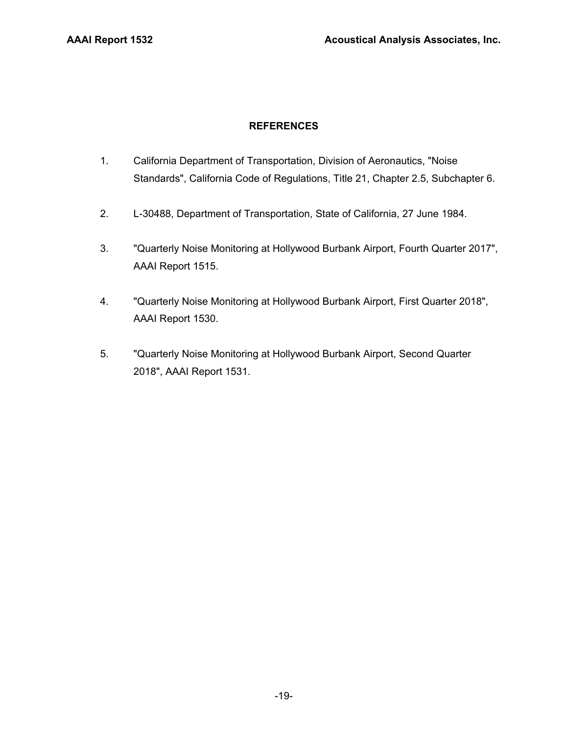## REFERENCES

1. California Department of Transportation, Division of Aeronautics, "Noise Standards", California Code of Regulations, Title 21, Chapter 2.5, Subchapter 6.

2. L-30488, Department of Transportation, State of California, 27 June 1984.

3. "Quarterly Noise Monitoring at Hollywood Burbank Airport, Fourth Quarter 2017", AAAI Report 1515.

4. "Quarterly Noise Monitoring at Hollywood Burbank Airport, First Quarter 2018", AAAI Report 1530.

5. "Quarterly Noise Monitoring at Hollywood Burbank Airport, Second Quarter 2018", AAAI Report 1531.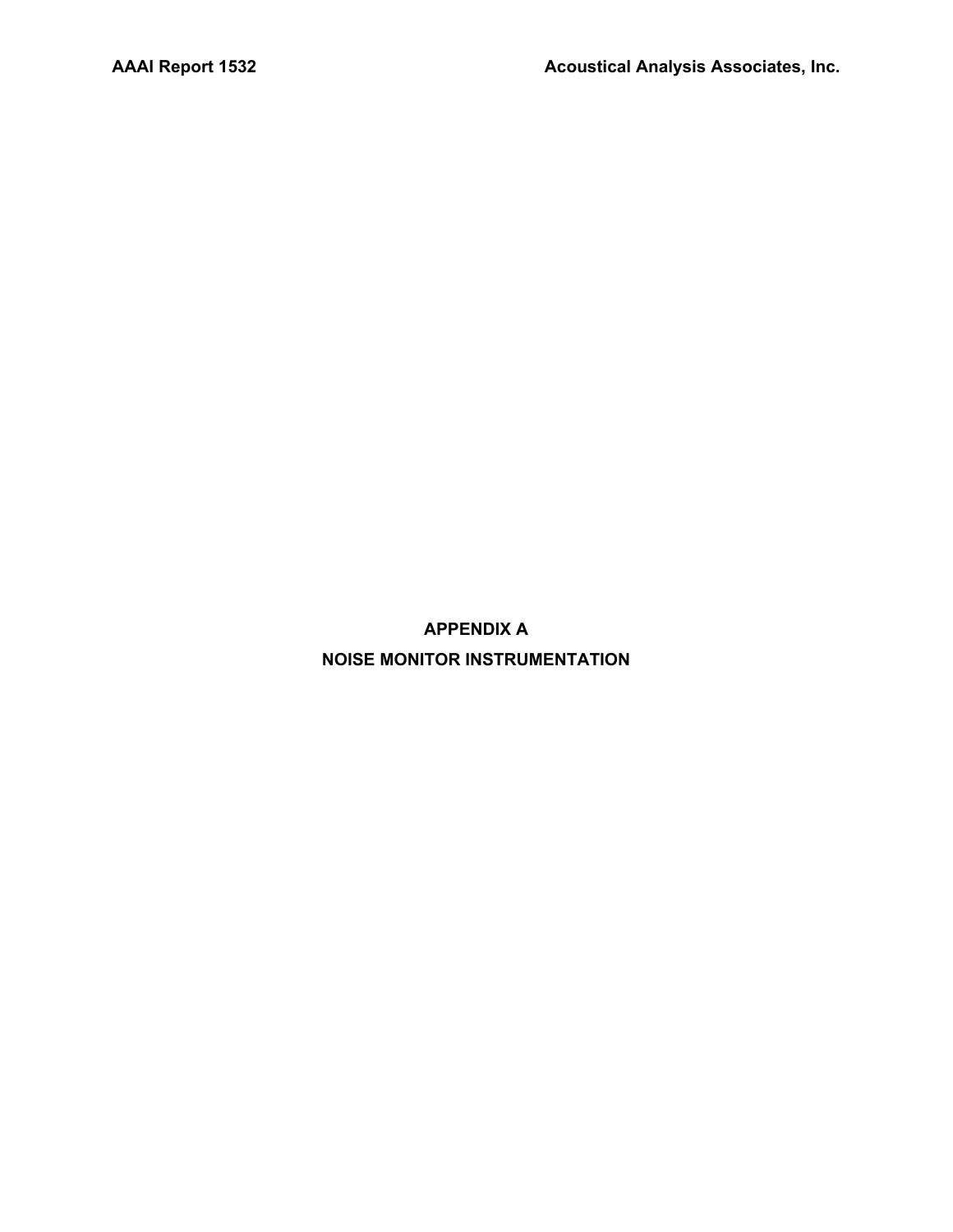# APPENDIX A

# NOISE MONITOR INSTRUMENTATION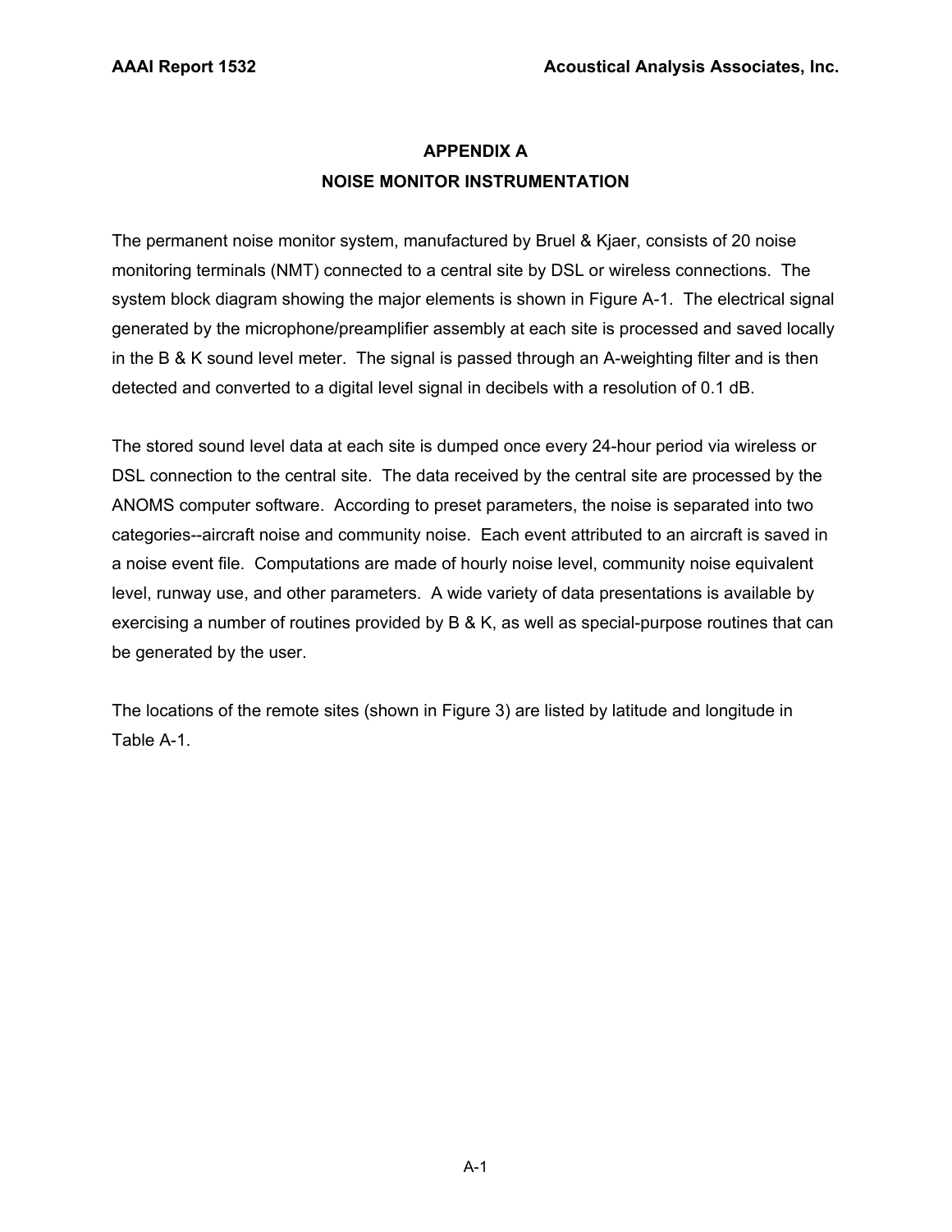# APPENDIX A
## NOISE MONITOR INSTRUMENTATION

The permanent noise monitor system, manufactured by Bruel & Kjaer, consists of 20 noise monitoring terminals (NMT) connected to a central site by DSL or wireless connections. The system block diagram showing the major elements is shown in Figure A-1. The electrical signal generated by the microphone/preamplifier assembly at each site is processed and saved locally in the B & K sound level meter. The signal is passed through an A-weighting filter and is then detected and converted to a digital level signal in decibels with a resolution of 0.1 dB.

The stored sound level data at each site is dumped once every 24-hour period via wireless or DSL connection to the central site. The data received by the central site are processed by the ANOMS computer software. According to preset parameters, the noise is separated into two categories--aircraft noise and community noise. Each event attributed to an aircraft is saved in a noise event file. Computations are made of hourly noise level, community noise equivalent level, runway use, and other parameters. A wide variety of data presentations is available by exercising a number of routines provided by B & K, as well as special-purpose routines that can be generated by the user.

The locations of the remote sites (shown in Figure 3) are listed by latitude and longitude in Table A-1.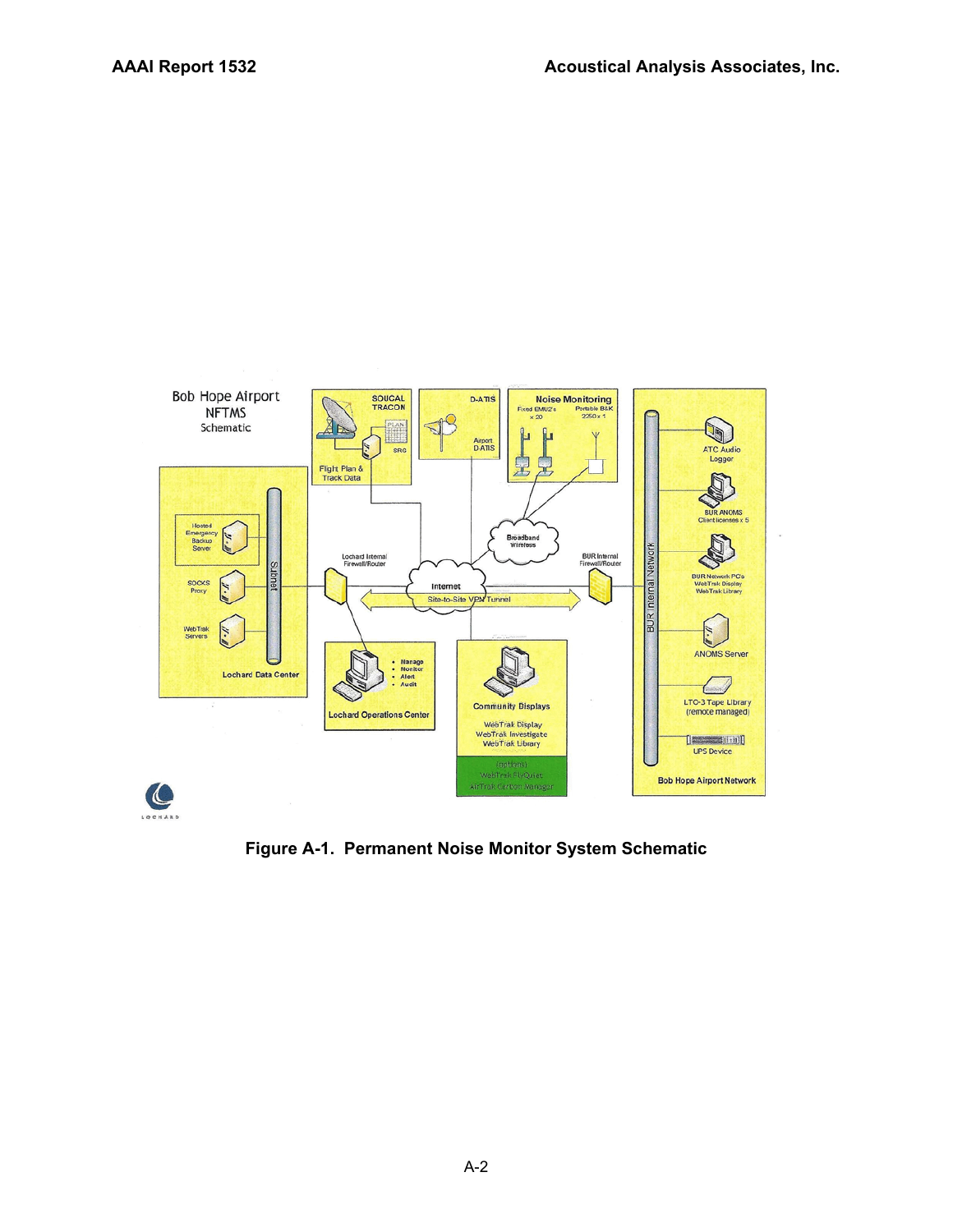Bob Hope Airport
NFTMS
Schematic

SOUCAL TRACON

PLAN

SRC

Flight Plan & Track Data

D-ATIS

Airport D-ATIS

Noise Monitoring

Fixed EMU2's x 20

Portable B&K 2250 x 1

Broadband Wireless

Hosted Emergency Backup Server

SOCKS Proxy

WebTrak Servers

Subnet

Lochard Data Center

Lochard Internal Firewall/Router

Internet

Site-to-Site VPN Tunnel

BUR Internal Firewall/Router

- Manage
- Monitor
- Alert
- Audit

Lochard Operations Center

Community Displays

WebTrak Display
WebTrak Investigate
WebTrak Library

(options)
WebTrak FlyQuiet
AirTrak Carbon Manager

BUR Internal Network

ATC Audio Logger

BUR ANOMS Client licenses x 5

BUR Network PC's
WebTrak Display
WebTrak Library

ANOMS Server

LTO-3 Tape Library (remote managed)

UPS Device

Bob Hope Airport Network

LOCHARD

**Figure A-1. Permanent Noise Monitor System Schematic**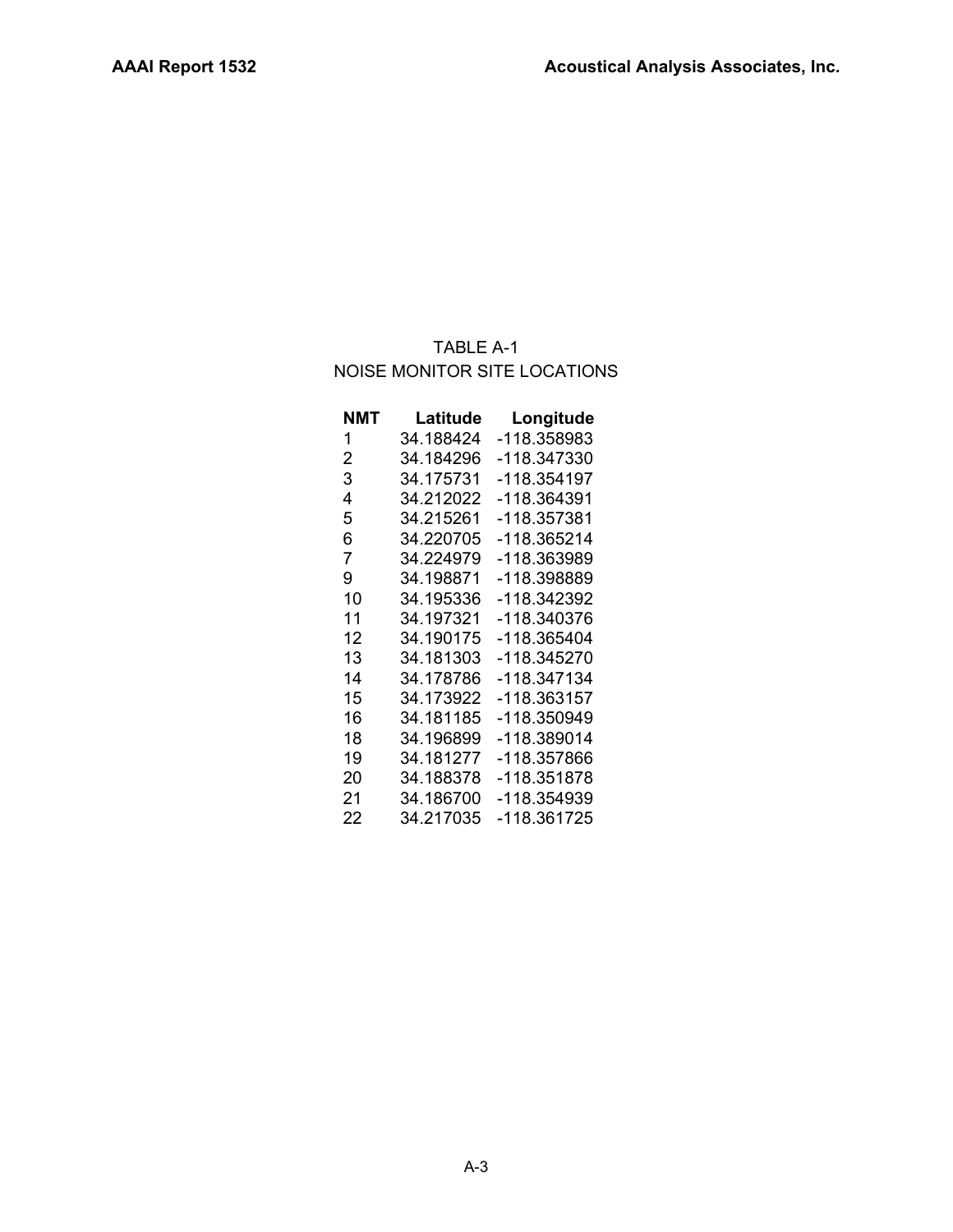TABLE A-1
NOISE MONITOR SITE LOCATIONS

| NMT | Latitude | Longitude |
|---|---|---|
| 1 | 34.188424 | -118.358983 |
| 2 | 34.184296 | -118.347330 |
| 3 | 34.175731 | -118.354197 |
| 4 | 34.212022 | -118.364391 |
| 5 | 34.215261 | -118.357381 |
| 6 | 34.220705 | -118.365214 |
| 7 | 34.224979 | -118.363989 |
| 9 | 34.198871 | -118.398889 |
| 10 | 34.195336 | -118.342392 |
| 11 | 34.197321 | -118.340376 |
| 12 | 34.190175 | -118.365404 |
| 13 | 34.181303 | -118.345270 |
| 14 | 34.178786 | -118.347134 |
| 15 | 34.173922 | -118.363157 |
| 16 | 34.181185 | -118.350949 |
| 18 | 34.196899 | -118.389014 |
| 19 | 34.181277 | -118.357866 |
| 20 | 34.188378 | -118.351878 |
| 21 | 34.186700 | -118.354939 |
| 22 | 34.217035 | -118.361725 |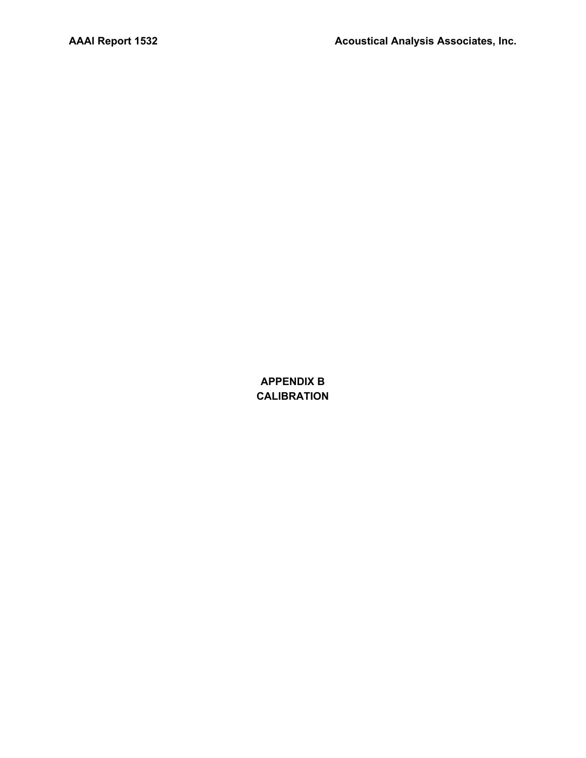# APPENDIX B
# CALIBRATION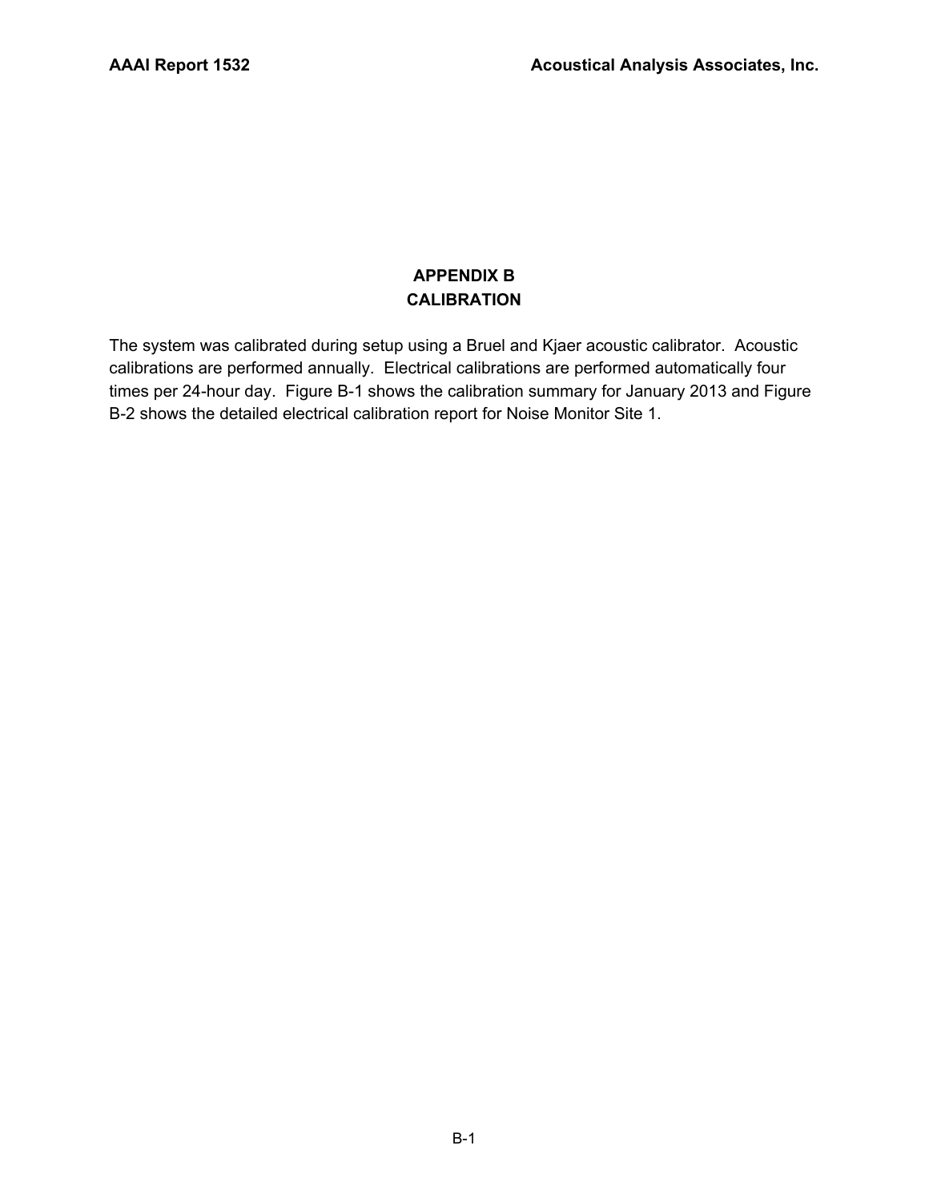# APPENDIX B
# CALIBRATION

The system was calibrated during setup using a Bruel and Kjaer acoustic calibrator. Acoustic calibrations are performed annually. Electrical calibrations are performed automatically four times per 24-hour day. Figure B-1 shows the calibration summary for January 2013 and Figure B-2 shows the detailed electrical calibration report for Noise Monitor Site 1.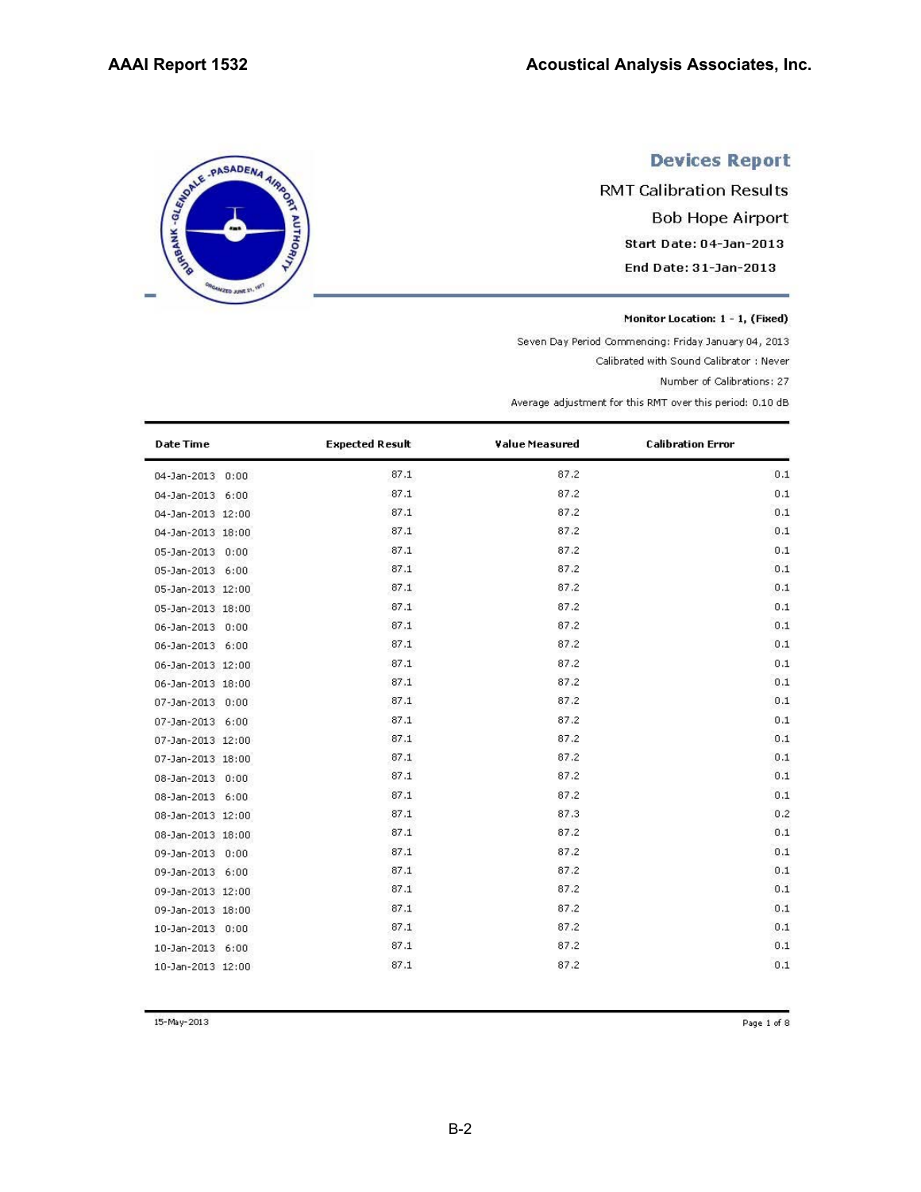# Devices Report

## RMT Calibration Results

## Bob Hope Airport

**Start Date: 04-Jan-2013**

**End Date: 31-Jan-2013**

**Monitor Location: 1 - 1, (Fixed)**

Seven Day Period Commencing: Friday January 04, 2013

Calibrated with Sound Calibrator : Never

Number of Calibrations: 27

Average adjustment for this RMT over this period: 0.10 dB

| Date Time | Expected Result | Value Measured | Calibration Error |
|---|---|---|---|
| 04-Jan-2013 0:00 | 87.1 | 87.2 | 0.1 |
| 04-Jan-2013 6:00 | 87.1 | 87.2 | 0.1 |
| 04-Jan-2013 12:00 | 87.1 | 87.2 | 0.1 |
| 04-Jan-2013 18:00 | 87.1 | 87.2 | 0.1 |
| 05-Jan-2013 0:00 | 87.1 | 87.2 | 0.1 |
| 05-Jan-2013 6:00 | 87.1 | 87.2 | 0.1 |
| 05-Jan-2013 12:00 | 87.1 | 87.2 | 0.1 |
| 05-Jan-2013 18:00 | 87.1 | 87.2 | 0.1 |
| 06-Jan-2013 0:00 | 87.1 | 87.2 | 0.1 |
| 06-Jan-2013 6:00 | 87.1 | 87.2 | 0.1 |
| 06-Jan-2013 12:00 | 87.1 | 87.2 | 0.1 |
| 06-Jan-2013 18:00 | 87.1 | 87.2 | 0.1 |
| 07-Jan-2013 0:00 | 87.1 | 87.2 | 0.1 |
| 07-Jan-2013 6:00 | 87.1 | 87.2 | 0.1 |
| 07-Jan-2013 12:00 | 87.1 | 87.2 | 0.1 |
| 07-Jan-2013 18:00 | 87.1 | 87.2 | 0.1 |
| 08-Jan-2013 0:00 | 87.1 | 87.2 | 0.1 |
| 08-Jan-2013 6:00 | 87.1 | 87.2 | 0.1 |
| 08-Jan-2013 12:00 | 87.1 | 87.3 | 0.2 |
| 08-Jan-2013 18:00 | 87.1 | 87.2 | 0.1 |
| 09-Jan-2013 0:00 | 87.1 | 87.2 | 0.1 |
| 09-Jan-2013 6:00 | 87.1 | 87.2 | 0.1 |
| 09-Jan-2013 12:00 | 87.1 | 87.2 | 0.1 |
| 09-Jan-2013 18:00 | 87.1 | 87.2 | 0.1 |
| 10-Jan-2013 0:00 | 87.1 | 87.2 | 0.1 |
| 10-Jan-2013 6:00 | 87.1 | 87.2 | 0.1 |
| 10-Jan-2013 12:00 | 87.1 | 87.2 | 0.1 |

15-May-2013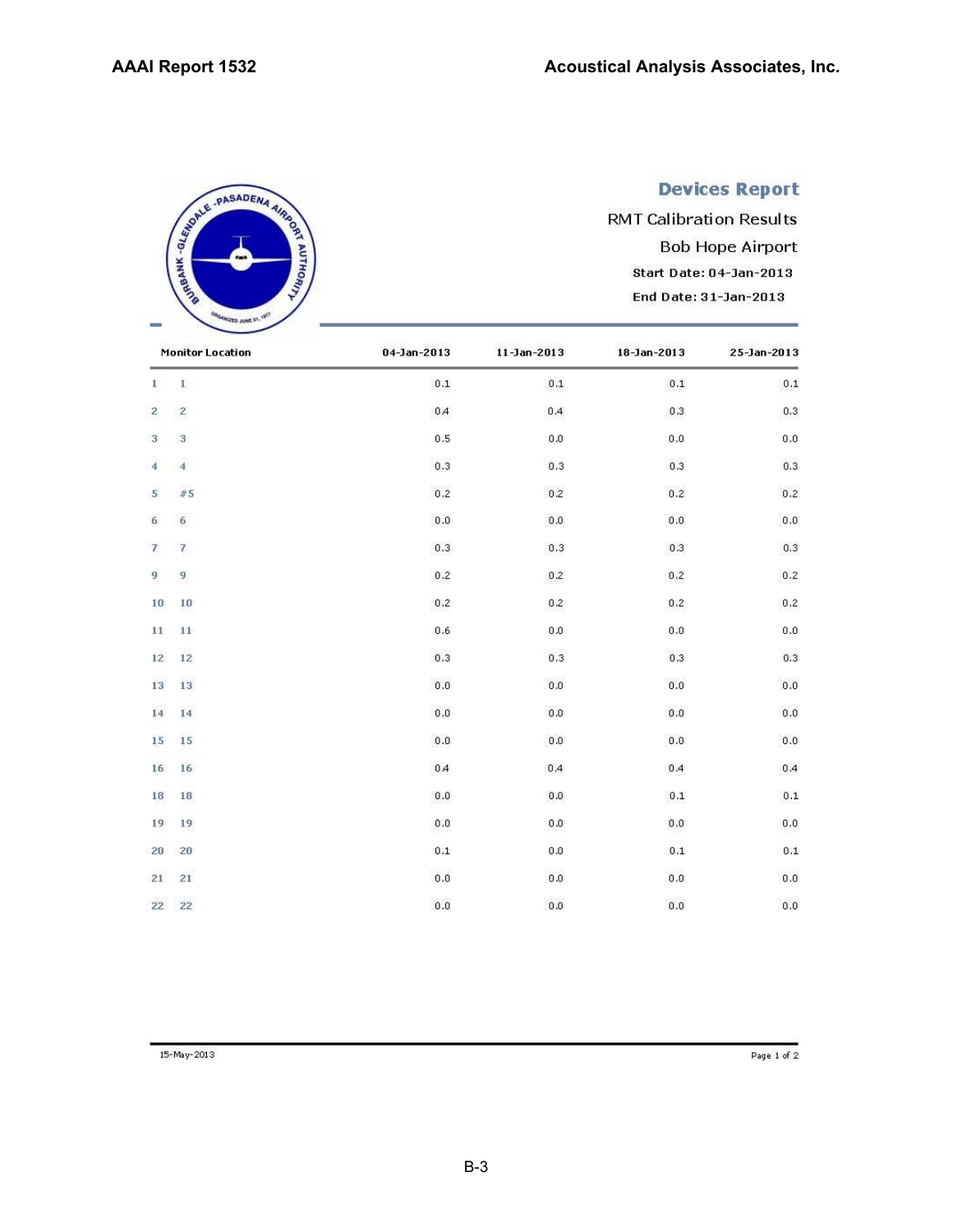# Devices Report

RMT Calibration Results

Bob Hope Airport

Start Date: 04-Jan-2013

End Date: 31-Jan-2013

| | Monitor Location | 04-Jan-2013 | 11-Jan-2013 | 18-Jan-2013 | 25-Jan-2013 |
|---|---|---|---|---|---|
| 1 | 1 | 0.1 | 0.1 | 0.1 | 0.1 |
| 2 | 2 | 0.4 | 0.4 | 0.3 | 0.3 |
| 3 | 3 | 0.5 | 0.0 | 0.0 | 0.0 |
| 4 | 4 | 0.3 | 0.3 | 0.3 | 0.3 |
| 5 | #5 | 0.2 | 0.2 | 0.2 | 0.2 |
| 6 | 6 | 0.0 | 0.0 | 0.0 | 0.0 |
| 7 | 7 | 0.3 | 0.3 | 0.3 | 0.3 |
| 9 | 9 | 0.2 | 0.2 | 0.2 | 0.2 |
| 10 | 10 | 0.2 | 0.2 | 0.2 | 0.2 |
| 11 | 11 | 0.6 | 0.0 | 0.0 | 0.0 |
| 12 | 12 | 0.3 | 0.3 | 0.3 | 0.3 |
| 13 | 13 | 0.0 | 0.0 | 0.0 | 0.0 |
| 14 | 14 | 0.0 | 0.0 | 0.0 | 0.0 |
| 15 | 15 | 0.0 | 0.0 | 0.0 | 0.0 |
| 16 | 16 | 0.4 | 0.4 | 0.4 | 0.4 |
| 18 | 18 | 0.0 | 0.0 | 0.1 | 0.1 |
| 19 | 19 | 0.0 | 0.0 | 0.0 | 0.0 |
| 20 | 20 | 0.1 | 0.0 | 0.1 | 0.1 |
| 21 | 21 | 0.0 | 0.0 | 0.0 | 0.0 |
| 22 | 22 | 0.0 | 0.0 | 0.0 | 0.0 |

15-May-2013